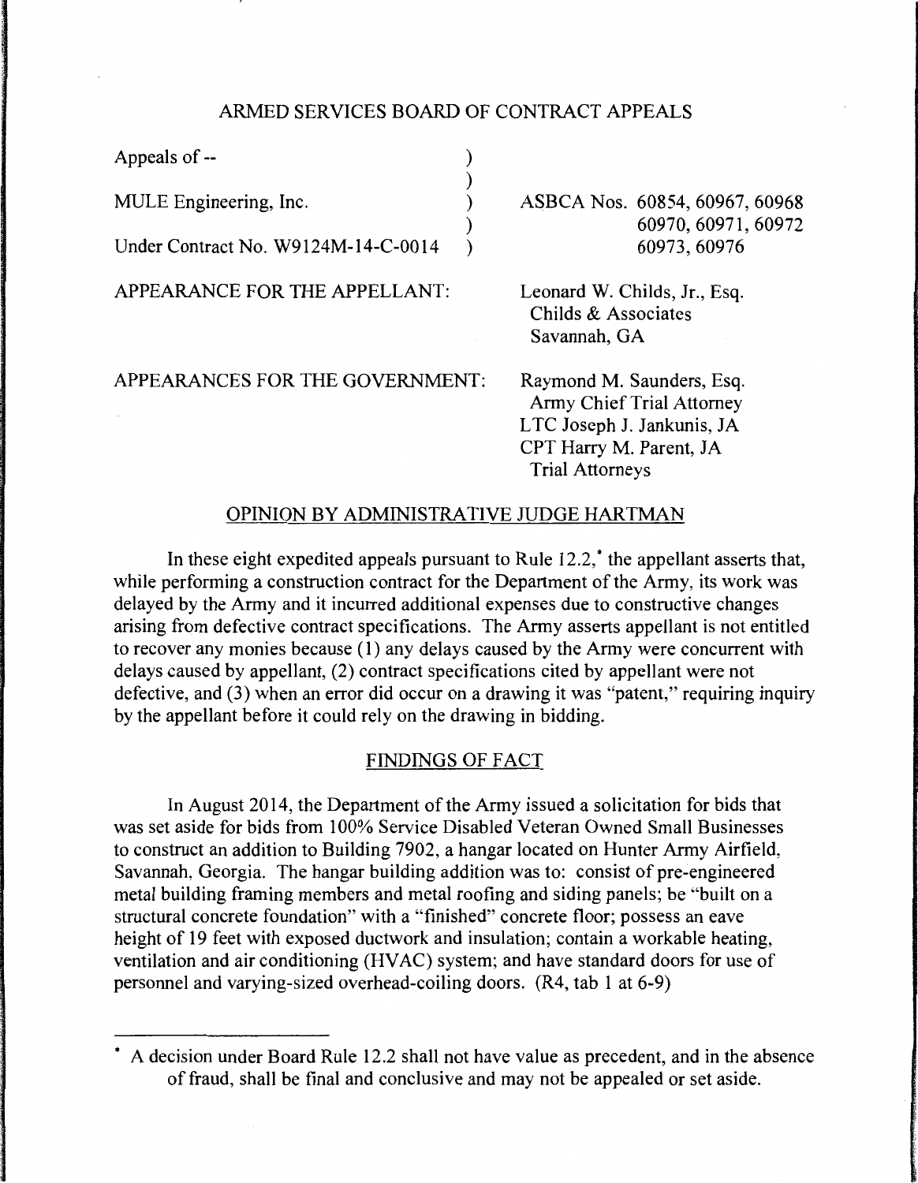# ARMED SERVICES BOARD OF CONTRACT APPEALS

| | |
|---|---|
| Appeals of -- | |
| MULE Engineering, Inc. | ASBCA Nos. 60854, 60967, 60968 60970, 60971, 60972 60973, 60976 |
| Under Contract No. W9124M-14-C-0014 | |

APPEARANCE FOR THE APPELLANT:

Leonard W. Childs, Jr., Esq.
Childs & Associates
Savannah, GA

APPEARANCES FOR THE GOVERNMENT:

Raymond M. Saunders, Esq.
Army Chief Trial Attorney
LTC Joseph J. Jankunis, JA
CPT Harry M. Parent, JA
Trial Attorneys

## OPINION BY ADMINISTRATIVE JUDGE HARTMAN

In these eight expedited appeals pursuant to Rule 12.2,* the appellant asserts that, while performing a construction contract for the Department of the Army, its work was delayed by the Army and it incurred additional expenses due to constructive changes arising from defective contract specifications. The Army asserts appellant is not entitled to recover any monies because (1) any delays caused by the Army were concurrent with delays caused by appellant, (2) contract specifications cited by appellant were not defective, and (3) when an error did occur on a drawing it was "patent," requiring inquiry by the appellant before it could rely on the drawing in bidding.

## FINDINGS OF FACT

In August 2014, the Department of the Army issued a solicitation for bids that was set aside for bids from 100% Service Disabled Veteran Owned Small Businesses to construct an addition to Building 7902, a hangar located on Hunter Army Airfield, Savannah, Georgia. The hangar building addition was to: consist of pre-engineered metal building framing members and metal roofing and siding panels; be "built on a structural concrete foundation" with a "finished" concrete floor; possess an eave height of 19 feet with exposed ductwork and insulation; contain a workable heating, ventilation and air conditioning (HVAC) system; and have standard doors for use of personnel and varying-sized overhead-coiling doors. (R4, tab 1 at 6-9)

* A decision under Board Rule 12.2 shall not have value as precedent, and in the absence of fraud, shall be final and conclusive and may not be appealed or set aside.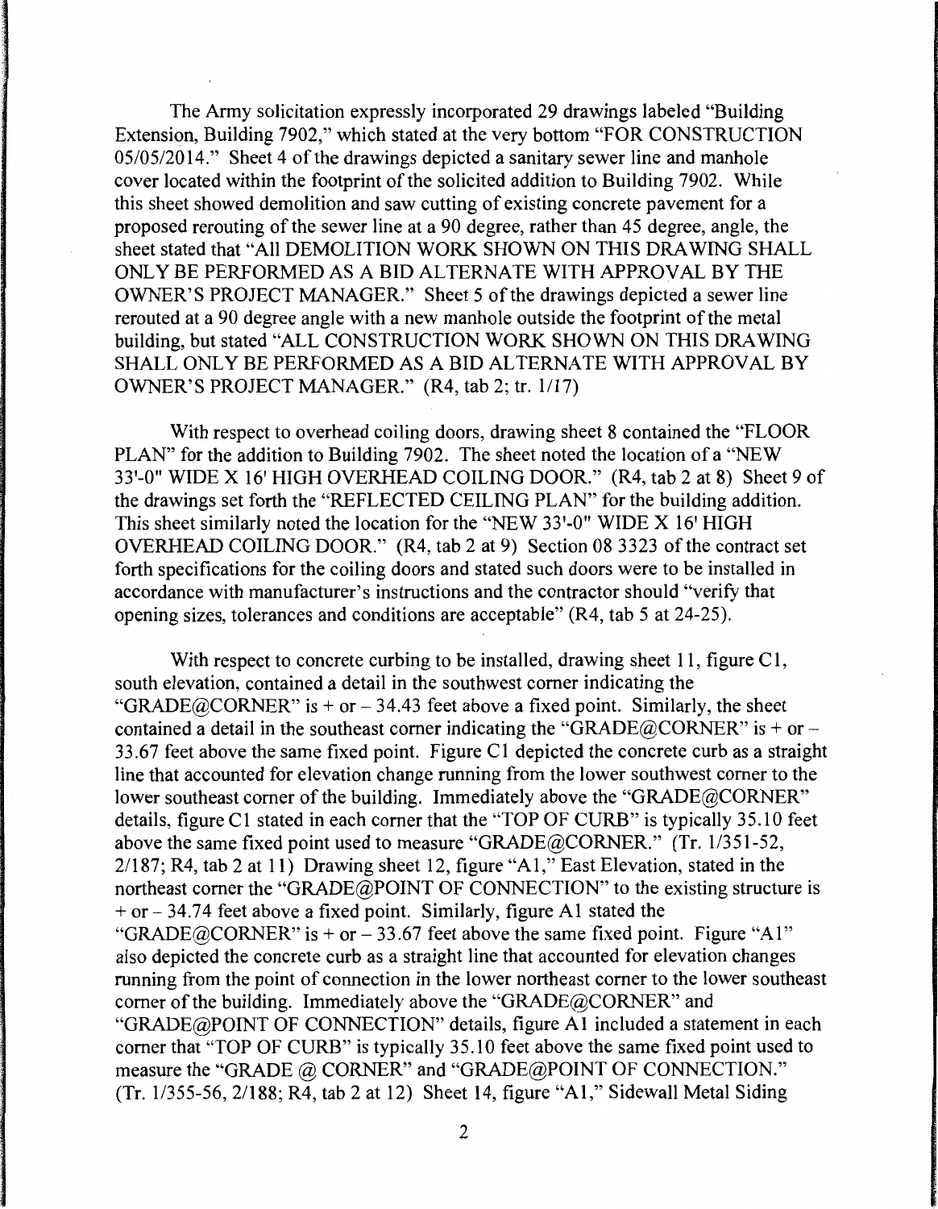The Army solicitation expressly incorporated 29 drawings labeled "Building Extension, Building 7902," which stated at the very bottom "FOR CONSTRUCTION 05/05/2014." Sheet 4 of the drawings depicted a sanitary sewer line and manhole cover located within the footprint of the solicited addition to Building 7902. While this sheet showed demolition and saw cutting of existing concrete pavement for a proposed rerouting of the sewer line at a 90 degree, rather than 45 degree, angle, the sheet stated that "All DEMOLITION WORK SHOWN ON THIS DRAWING SHALL ONLY BE PERFORMED AS A BID ALTERNATE WITH APPROVAL BY THE OWNER'S PROJECT MANAGER." Sheet 5 of the drawings depicted a sewer line rerouted at a 90 degree angle with a new manhole outside the footprint of the metal building, but stated "ALL CONSTRUCTION WORK SHOWN ON THIS DRAWING SHALL ONLY BE PERFORMED AS A BID ALTERNATE WITH APPROVAL BY OWNER'S PROJECT MANAGER." (R4, tab 2; tr. 1/17)

With respect to overhead coiling doors, drawing sheet 8 contained the "FLOOR PLAN" for the addition to Building 7902. The sheet noted the location of a "NEW 33'-0" WIDE X 16' HIGH OVERHEAD COILING DOOR." (R4, tab 2 at 8) Sheet 9 of the drawings set forth the "REFLECTED CEILING PLAN" for the building addition. This sheet similarly noted the location for the "NEW 33'-0" WIDE X 16' HIGH OVERHEAD COILING DOOR." (R4, tab 2 at 9) Section 08 3323 of the contract set forth specifications for the coiling doors and stated such doors were to be installed in accordance with manufacturer's instructions and the contractor should "verify that opening sizes, tolerances and conditions are acceptable" (R4, tab 5 at 24-25).

With respect to concrete curbing to be installed, drawing sheet 11, figure C1, south elevation, contained a detail in the southwest corner indicating the "GRADE@CORNER" is + or – 34.43 feet above a fixed point. Similarly, the sheet contained a detail in the southeast corner indicating the "GRADE@CORNER" is + or – 33.67 feet above the same fixed point. Figure C1 depicted the concrete curb as a straight line that accounted for elevation change running from the lower southwest corner to the lower southeast corner of the building. Immediately above the "GRADE@CORNER" details, figure C1 stated in each corner that the "TOP OF CURB" is typically 35.10 feet above the same fixed point used to measure "GRADE@CORNER." (Tr. 1/351-52, 2/187; R4, tab 2 at 11) Drawing sheet 12, figure "A1," East Elevation, stated in the northeast corner the "GRADE@POINT OF CONNECTION" to the existing structure is + or – 34.74 feet above a fixed point. Similarly, figure A1 stated the "GRADE@CORNER" is + or – 33.67 feet above the same fixed point. Figure "A1" also depicted the concrete curb as a straight line that accounted for elevation changes running from the point of connection in the lower northeast corner to the lower southeast corner of the building. Immediately above the "GRADE@CORNER" and "GRADE@POINT OF CONNECTION" details, figure A1 included a statement in each corner that "TOP OF CURB" is typically 35.10 feet above the same fixed point used to measure the "GRADE @ CORNER" and "GRADE@POINT OF CONNECTION." (Tr. 1/355-56, 2/188; R4, tab 2 at 12) Sheet 14, figure "A1," Sidewall Metal Siding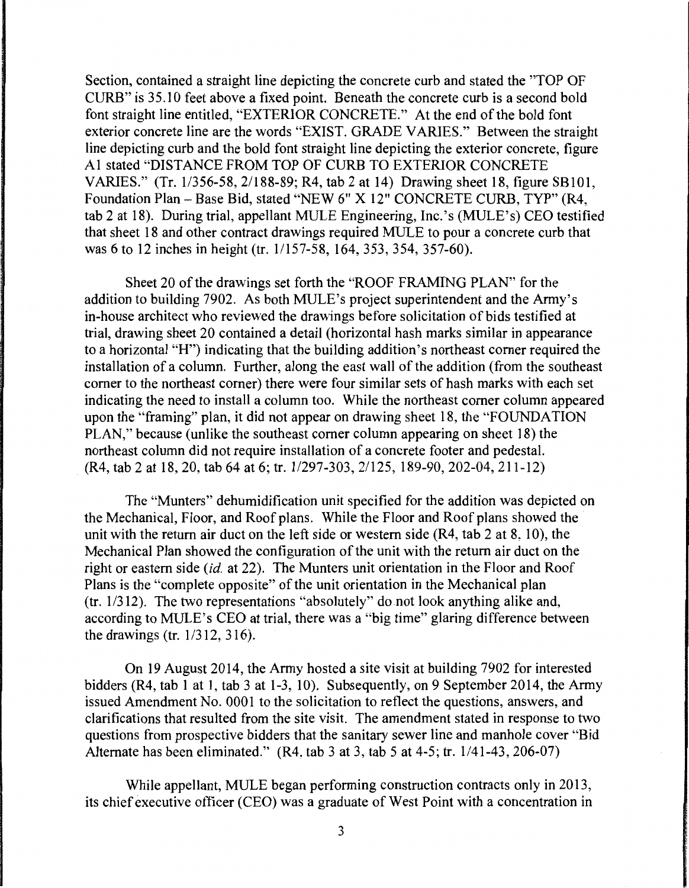Section, contained a straight line depicting the concrete curb and stated the "TOP OF CURB" is 35.10 feet above a fixed point. Beneath the concrete curb is a second bold font straight line entitled, "EXTERIOR CONCRETE." At the end of the bold font exterior concrete line are the words "EXIST. GRADE VARIES." Between the straight line depicting curb and the bold font straight line depicting the exterior concrete, figure A1 stated "DISTANCE FROM TOP OF CURB TO EXTERIOR CONCRETE VARIES." (Tr. 1/356-58, 2/188-89; R4, tab 2 at 14) Drawing sheet 18, figure SB101, Foundation Plan – Base Bid, stated "NEW 6" X 12" CONCRETE CURB, TYP" (R4, tab 2 at 18). During trial, appellant MULE Engineering, Inc.'s (MULE's) CEO testified that sheet 18 and other contract drawings required MULE to pour a concrete curb that was 6 to 12 inches in height (tr. 1/157-58, 164, 353, 354, 357-60).

Sheet 20 of the drawings set forth the "ROOF FRAMING PLAN" for the addition to building 7902. As both MULE's project superintendent and the Army's in-house architect who reviewed the drawings before solicitation of bids testified at trial, drawing sheet 20 contained a detail (horizontal hash marks similar in appearance to a horizontal "H") indicating that the building addition's northeast corner required the installation of a column. Further, along the east wall of the addition (from the southeast corner to the northeast corner) there were four similar sets of hash marks with each set indicating the need to install a column too. While the northeast corner column appeared upon the "framing" plan, it did not appear on drawing sheet 18, the "FOUNDATION PLAN," because (unlike the southeast corner column appearing on sheet 18) the northeast column did not require installation of a concrete footer and pedestal. (R4, tab 2 at 18, 20, tab 64 at 6; tr. 1/297-303, 2/125, 189-90, 202-04, 211-12)

The "Munters" dehumidification unit specified for the addition was depicted on the Mechanical, Floor, and Roof plans. While the Floor and Roof plans showed the unit with the return air duct on the left side or western side (R4, tab 2 at 8, 10), the Mechanical Plan showed the configuration of the unit with the return air duct on the right or eastern side (*id.* at 22). The Munters unit orientation in the Floor and Roof Plans is the "complete opposite" of the unit orientation in the Mechanical plan (tr. 1/312). The two representations "absolutely" do not look anything alike and, according to MULE's CEO at trial, there was a "big time" glaring difference between the drawings (tr. 1/312, 316).

On 19 August 2014, the Army hosted a site visit at building 7902 for interested bidders (R4, tab 1 at 1, tab 3 at 1-3, 10). Subsequently, on 9 September 2014, the Army issued Amendment No. 0001 to the solicitation to reflect the questions, answers, and clarifications that resulted from the site visit. The amendment stated in response to two questions from prospective bidders that the sanitary sewer line and manhole cover "Bid Alternate has been eliminated." (R4, tab 3 at 3, tab 5 at 4-5; tr. 1/41-43, 206-07)

While appellant, MULE began performing construction contracts only in 2013, its chief executive officer (CEO) was a graduate of West Point with a concentration in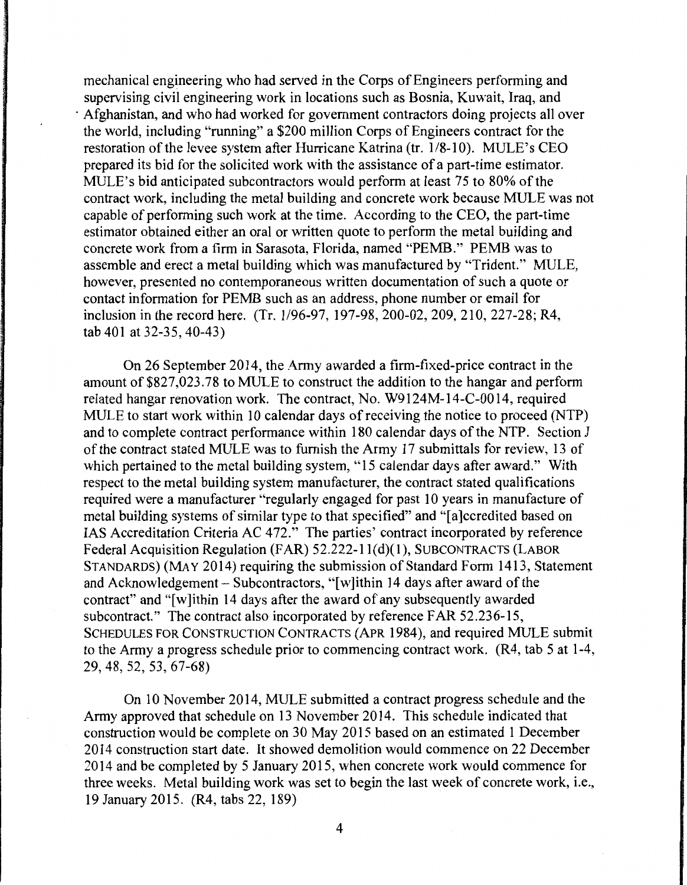mechanical engineering who had served in the Corps of Engineers performing and supervising civil engineering work in locations such as Bosnia, Kuwait, Iraq, and Afghanistan, and who had worked for government contractors doing projects all over the world, including "running" a $200 million Corps of Engineers contract for the restoration of the levee system after Hurricane Katrina (tr. 1/8-10). MULE's CEO prepared its bid for the solicited work with the assistance of a part-time estimator. MULE's bid anticipated subcontractors would perform at least 75 to 80% of the contract work, including the metal building and concrete work because MULE was not capable of performing such work at the time. According to the CEO, the part-time estimator obtained either an oral or written quote to perform the metal building and concrete work from a firm in Sarasota, Florida, named "PEMB." PEMB was to assemble and erect a metal building which was manufactured by "Trident." MULE, however, presented no contemporaneous written documentation of such a quote or contact information for PEMB such as an address, phone number or email for inclusion in the record here. (Tr. 1/96-97, 197-98, 200-02, 209, 210, 227-28; R4, tab 401 at 32-35, 40-43)

On 26 September 2014, the Army awarded a firm-fixed-price contract in the amount of $827,023.78 to MULE to construct the addition to the hangar and perform related hangar renovation work. The contract, No. W9124M-14-C-0014, required MULE to start work within 10 calendar days of receiving the notice to proceed (NTP) and to complete contract performance within 180 calendar days of the NTP. Section J of the contract stated MULE was to furnish the Army 17 submittals for review, 13 of which pertained to the metal building system, "15 calendar days after award." With respect to the metal building system manufacturer, the contract stated qualifications required were a manufacturer "regularly engaged for past 10 years in manufacture of metal building systems of similar type to that specified" and "[a]ccredited based on IAS Accreditation Criteria AC 472." The parties' contract incorporated by reference Federal Acquisition Regulation (FAR) 52.222-11(d)(1), SUBCONTRACTS (LABOR STANDARDS) (MAY 2014) requiring the submission of Standard Form 1413, Statement and Acknowledgement – Subcontractors, "[w]ithin 14 days after award of the contract" and "[w]ithin 14 days after the award of any subsequently awarded subcontract." The contract also incorporated by reference FAR 52.236-15, SCHEDULES FOR CONSTRUCTION CONTRACTS (APR 1984), and required MULE submit to the Army a progress schedule prior to commencing contract work. (R4, tab 5 at 1-4, 29, 48, 52, 53, 67-68)

On 10 November 2014, MULE submitted a contract progress schedule and the Army approved that schedule on 13 November 2014. This schedule indicated that construction would be complete on 30 May 2015 based on an estimated 1 December 2014 construction start date. It showed demolition would commence on 22 December 2014 and be completed by 5 January 2015, when concrete work would commence for three weeks. Metal building work was set to begin the last week of concrete work, i.e., 19 January 2015. (R4, tabs 22, 189)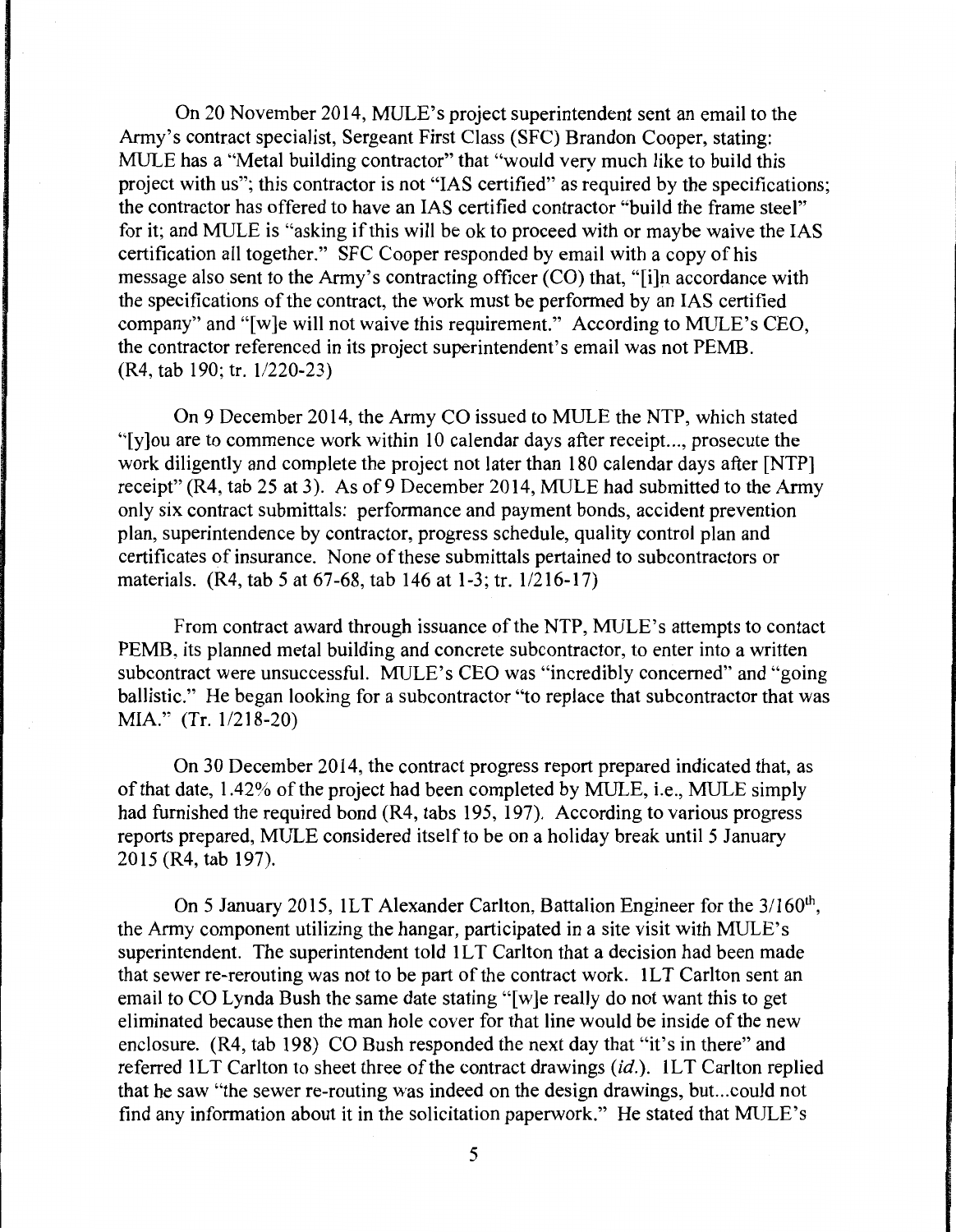On 20 November 2014, MULE's project superintendent sent an email to the Army's contract specialist, Sergeant First Class (SFC) Brandon Cooper, stating: MULE has a "Metal building contractor" that "would very much like to build this project with us"; this contractor is not "IAS certified" as required by the specifications; the contractor has offered to have an IAS certified contractor "build the frame steel" for it; and MULE is "asking if this will be ok to proceed with or maybe waive the IAS certification all together." SFC Cooper responded by email with a copy of his message also sent to the Army's contracting officer (CO) that, "[i]n accordance with the specifications of the contract, the work must be performed by an IAS certified company" and "[w]e will not waive this requirement." According to MULE's CEO, the contractor referenced in its project superintendent's email was not PEMB. (R4, tab 190; tr. 1/220-23)

On 9 December 2014, the Army CO issued to MULE the NTP, which stated "[y]ou are to commence work within 10 calendar days after receipt..., prosecute the work diligently and complete the project not later than 180 calendar days after [NTP] receipt" (R4, tab 25 at 3). As of 9 December 2014, MULE had submitted to the Army only six contract submittals: performance and payment bonds, accident prevention plan, superintendence by contractor, progress schedule, quality control plan and certificates of insurance. None of these submittals pertained to subcontractors or materials. (R4, tab 5 at 67-68, tab 146 at 1-3; tr. 1/216-17)

From contract award through issuance of the NTP, MULE's attempts to contact PEMB, its planned metal building and concrete subcontractor, to enter into a written subcontract were unsuccessful. MULE's CEO was "incredibly concerned" and "going ballistic." He began looking for a subcontractor "to replace that subcontractor that was MIA." (Tr. 1/218-20)

On 30 December 2014, the contract progress report prepared indicated that, as of that date, 1.42% of the project had been completed by MULE, i.e., MULE simply had furnished the required bond (R4, tabs 195, 197). According to various progress reports prepared, MULE considered itself to be on a holiday break until 5 January 2015 (R4, tab 197).

On 5 January 2015, 1LT Alexander Carlton, Battalion Engineer for the 3/160th, the Army component utilizing the hangar, participated in a site visit with MULE's superintendent. The superintendent told 1LT Carlton that a decision had been made that sewer re-rerouting was not to be part of the contract work. 1LT Carlton sent an email to CO Lynda Bush the same date stating "[w]e really do not want this to get eliminated because then the man hole cover for that line would be inside of the new enclosure. (R4, tab 198) CO Bush responded the next day that "it's in there" and referred 1LT Carlton to sheet three of the contract drawings (*id.*). 1LT Carlton replied that he saw "the sewer re-routing was indeed on the design drawings, but...could not find any information about it in the solicitation paperwork." He stated that MULE's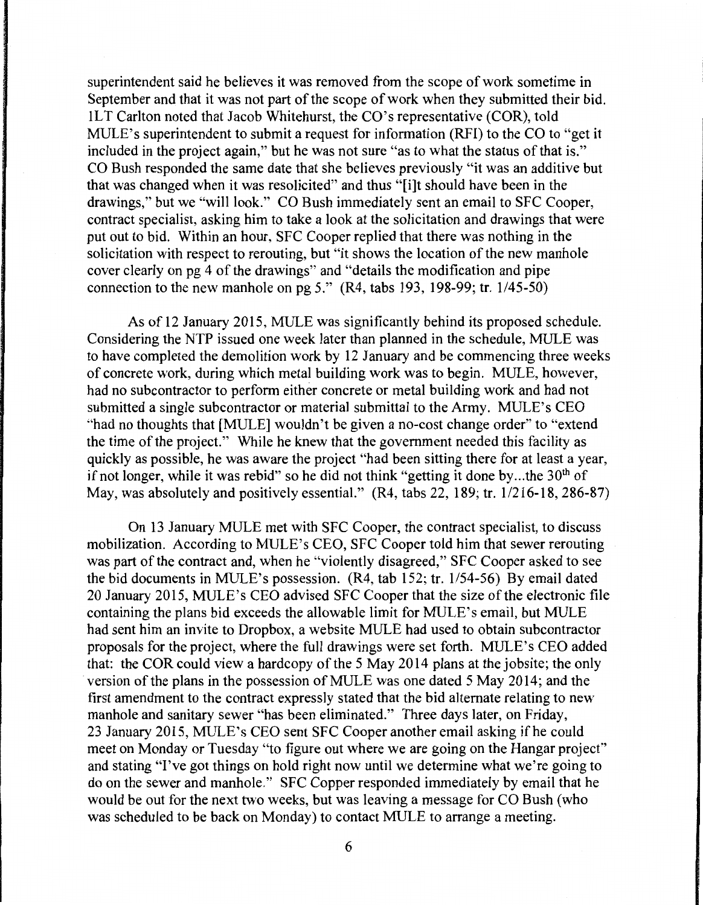superintendent said he believes it was removed from the scope of work sometime in September and that it was not part of the scope of work when they submitted their bid. 1LT Carlton noted that Jacob Whitehurst, the CO's representative (COR), told MULE's superintendent to submit a request for information (RFI) to the CO to "get it included in the project again," but he was not sure "as to what the status of that is." CO Bush responded the same date that she believes previously "it was an additive but that was changed when it was resolicited" and thus "[i]t should have been in the drawings," but we "will look." CO Bush immediately sent an email to SFC Cooper, contract specialist, asking him to take a look at the solicitation and drawings that were put out to bid. Within an hour, SFC Cooper replied that there was nothing in the solicitation with respect to rerouting, but "it shows the location of the new manhole cover clearly on pg 4 of the drawings" and "details the modification and pipe connection to the new manhole on pg 5." (R4, tabs 193, 198-99; tr. 1/45-50)

As of 12 January 2015, MULE was significantly behind its proposed schedule. Considering the NTP issued one week later than planned in the schedule, MULE was to have completed the demolition work by 12 January and be commencing three weeks of concrete work, during which metal building work was to begin. MULE, however, had no subcontractor to perform either concrete or metal building work and had not submitted a single subcontractor or material submittal to the Army. MULE's CEO "had no thoughts that [MULE] wouldn't be given a no-cost change order" to "extend the time of the project." While he knew that the government needed this facility as quickly as possible, he was aware the project "had been sitting there for at least a year, if not longer, while it was rebid" so he did not think "getting it done by...the 30th of May, was absolutely and positively essential." (R4, tabs 22, 189; tr. 1/216-18, 286-87)

On 13 January MULE met with SFC Cooper, the contract specialist, to discuss mobilization. According to MULE's CEO, SFC Cooper told him that sewer rerouting was part of the contract and, when he "violently disagreed," SFC Cooper asked to see the bid documents in MULE's possession. (R4, tab 152; tr. 1/54-56) By email dated 20 January 2015, MULE's CEO advised SFC Cooper that the size of the electronic file containing the plans bid exceeds the allowable limit for MULE's email, but MULE had sent him an invite to Dropbox, a website MULE had used to obtain subcontractor proposals for the project, where the full drawings were set forth. MULE's CEO added that: the COR could view a hardcopy of the 5 May 2014 plans at the jobsite; the only version of the plans in the possession of MULE was one dated 5 May 2014; and the first amendment to the contract expressly stated that the bid alternate relating to new manhole and sanitary sewer "has been eliminated." Three days later, on Friday, 23 January 2015, MULE's CEO sent SFC Cooper another email asking if he could meet on Monday or Tuesday "to figure out where we are going on the Hangar project" and stating "I've got things on hold right now until we determine what we're going to do on the sewer and manhole." SFC Copper responded immediately by email that he would be out for the next two weeks, but was leaving a message for CO Bush (who was scheduled to be back on Monday) to contact MULE to arrange a meeting.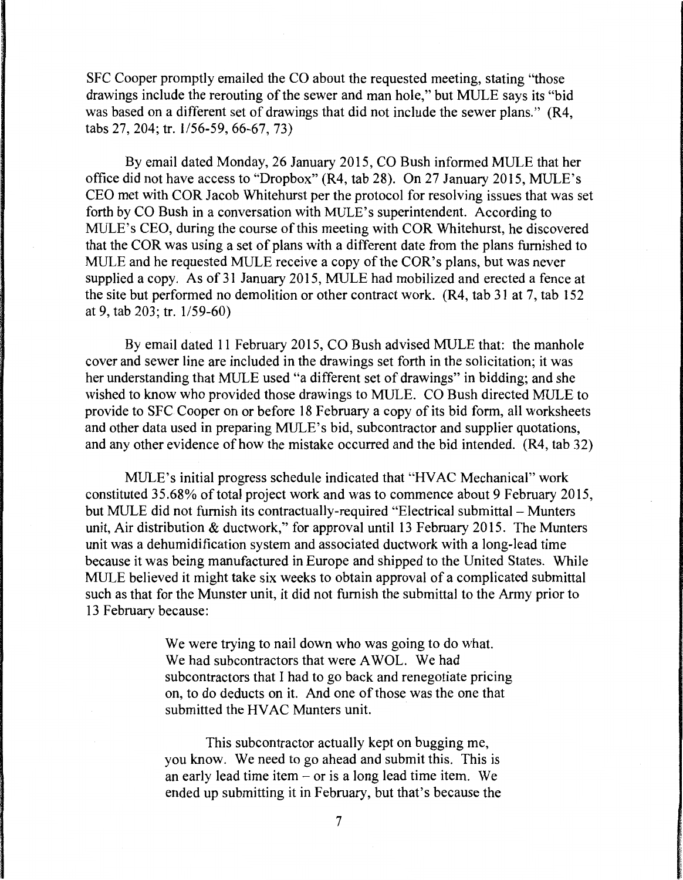SFC Cooper promptly emailed the CO about the requested meeting, stating "those drawings include the rerouting of the sewer and man hole," but MULE says its "bid was based on a different set of drawings that did not include the sewer plans." (R4, tabs 27, 204; tr. 1/56-59, 66-67, 73)

By email dated Monday, 26 January 2015, CO Bush informed MULE that her office did not have access to "Dropbox" (R4, tab 28). On 27 January 2015, MULE's CEO met with COR Jacob Whitehurst per the protocol for resolving issues that was set forth by CO Bush in a conversation with MULE's superintendent. According to MULE's CEO, during the course of this meeting with COR Whitehurst, he discovered that the COR was using a set of plans with a different date from the plans furnished to MULE and he requested MULE receive a copy of the COR's plans, but was never supplied a copy. As of 31 January 2015, MULE had mobilized and erected a fence at the site but performed no demolition or other contract work. (R4, tab 31 at 7, tab 152 at 9, tab 203; tr. 1/59-60)

By email dated 11 February 2015, CO Bush advised MULE that: the manhole cover and sewer line are included in the drawings set forth in the solicitation; it was her understanding that MULE used "a different set of drawings" in bidding; and she wished to know who provided those drawings to MULE. CO Bush directed MULE to provide to SFC Cooper on or before 18 February a copy of its bid form, all worksheets and other data used in preparing MULE's bid, subcontractor and supplier quotations, and any other evidence of how the mistake occurred and the bid intended. (R4, tab 32)

MULE's initial progress schedule indicated that "HVAC Mechanical" work constituted 35.68% of total project work and was to commence about 9 February 2015, but MULE did not furnish its contractually-required "Electrical submittal – Munters unit, Air distribution & ductwork," for approval until 13 February 2015. The Munters unit was a dehumidification system and associated ductwork with a long-lead time because it was being manufactured in Europe and shipped to the United States. While MULE believed it might take six weeks to obtain approval of a complicated submittal such as that for the Munster unit, it did not furnish the submittal to the Army prior to 13 February because:

> We were trying to nail down who was going to do what. We had subcontractors that were AWOL. We had subcontractors that I had to go back and renegotiate pricing on, to do deducts on it. And one of those was the one that submitted the HVAC Munters unit.
>
> This subcontractor actually kept on bugging me, you know. We need to go ahead and submit this. This is an early lead time item – or is a long lead time item. We ended up submitting it in February, but that's because the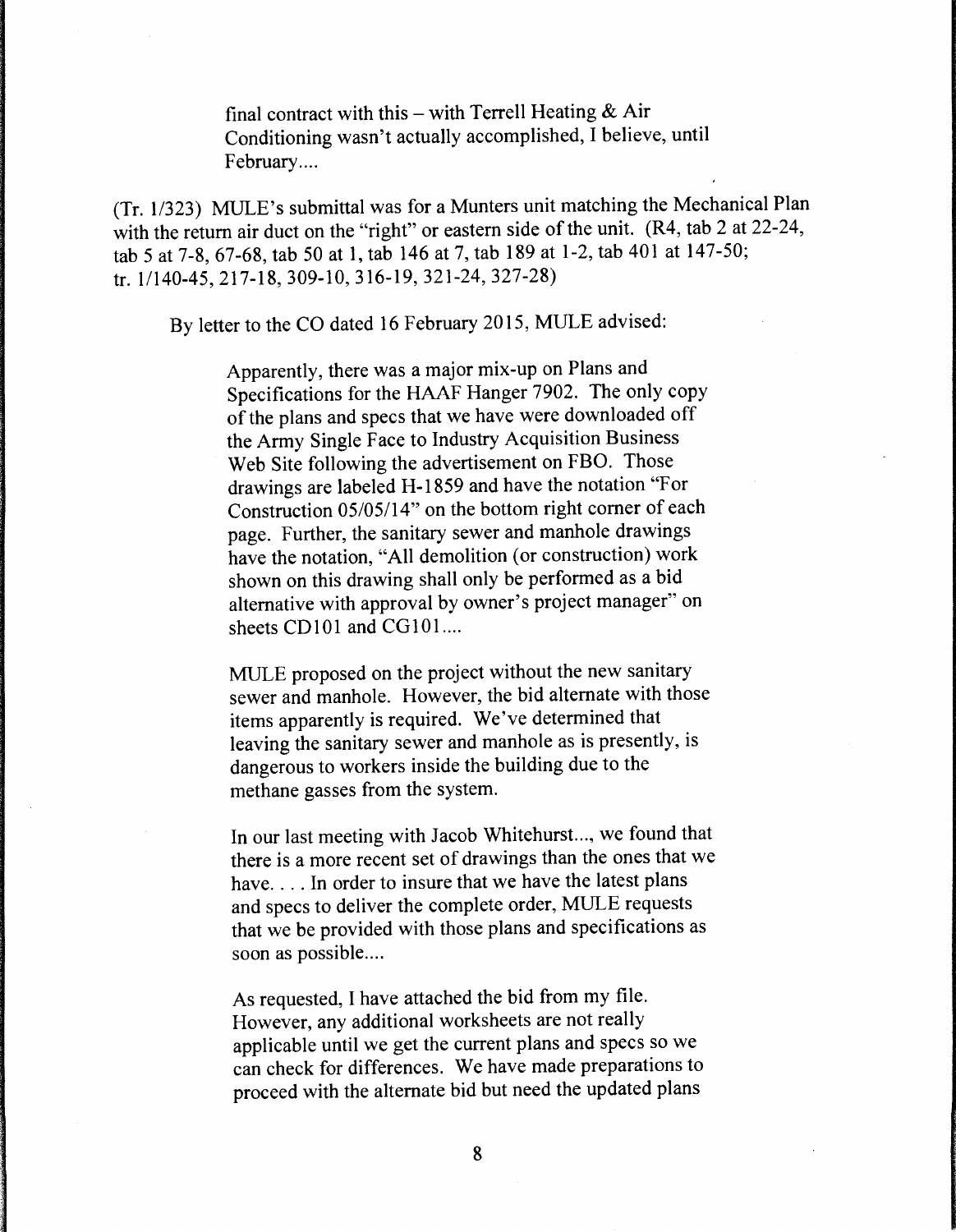> final contract with this – with Terrell Heating & Air Conditioning wasn't actually accomplished, I believe, until February....

(Tr. 1/323) MULE's submittal was for a Munters unit matching the Mechanical Plan with the return air duct on the "right" or eastern side of the unit. (R4, tab 2 at 22-24, tab 5 at 7-8, 67-68, tab 50 at 1, tab 146 at 7, tab 189 at 1-2, tab 401 at 147-50; tr. 1/140-45, 217-18, 309-10, 316-19, 321-24, 327-28)

By letter to the CO dated 16 February 2015, MULE advised:

> Apparently, there was a major mix-up on Plans and Specifications for the HAAF Hanger 7902. The only copy of the plans and specs that we have were downloaded off the Army Single Face to Industry Acquisition Business Web Site following the advertisement on FBO. Those drawings are labeled H-1859 and have the notation "For Construction 05/05/14" on the bottom right corner of each page. Further, the sanitary sewer and manhole drawings have the notation, "All demolition (or construction) work shown on this drawing shall only be performed as a bid alternative with approval by owner's project manager" on sheets CD101 and CG101....
>
> MULE proposed on the project without the new sanitary sewer and manhole. However, the bid alternate with those items apparently is required. We've determined that leaving the sanitary sewer and manhole as is presently, is dangerous to workers inside the building due to the methane gasses from the system.
>
> In our last meeting with Jacob Whitehurst..., we found that there is a more recent set of drawings than the ones that we have. . . . In order to insure that we have the latest plans and specs to deliver the complete order, MULE requests that we be provided with those plans and specifications as soon as possible....
>
> As requested, I have attached the bid from my file. However, any additional worksheets are not really applicable until we get the current plans and specs so we can check for differences. We have made preparations to proceed with the alternate bid but need the updated plans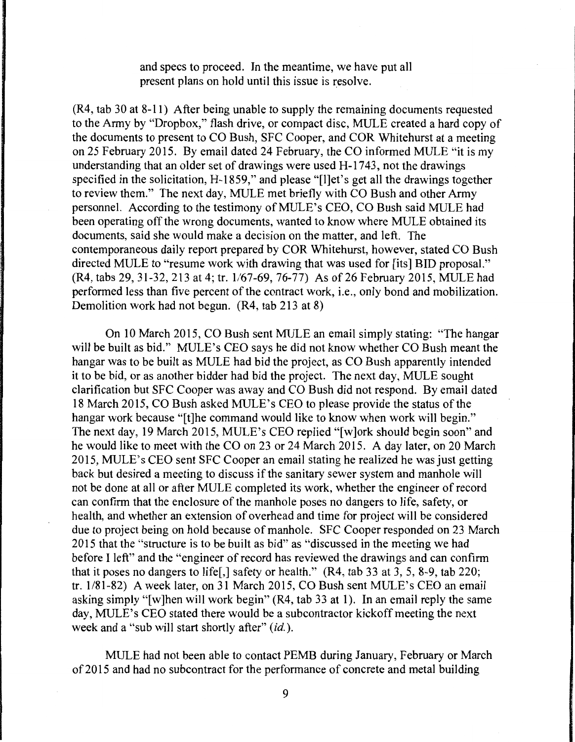and specs to proceed. In the meantime, we have put all present plans on hold until this issue is resolve.

(R4, tab 30 at 8-11) After being unable to supply the remaining documents requested to the Army by "Dropbox," flash drive, or compact disc, MULE created a hard copy of the documents to present to CO Bush, SFC Cooper, and COR Whitehurst at a meeting on 25 February 2015. By email dated 24 February, the CO informed MULE "it is my understanding that an older set of drawings were used H-1743, not the drawings specified in the solicitation, H-1859," and please "[l]et's get all the drawings together to review them." The next day, MULE met briefly with CO Bush and other Army personnel. According to the testimony of MULE's CEO, CO Bush said MULE had been operating off the wrong documents, wanted to know where MULE obtained its documents, said she would make a decision on the matter, and left. The contemporaneous daily report prepared by COR Whitehurst, however, stated CO Bush directed MULE to "resume work with drawing that was used for [its] BID proposal." (R4, tabs 29, 31-32, 213 at 4; tr. 1/67-69, 76-77) As of 26 February 2015, MULE had performed less than five percent of the contract work, i.e., only bond and mobilization. Demolition work had not begun. (R4, tab 213 at 8)

On 10 March 2015, CO Bush sent MULE an email simply stating: "The hangar will be built as bid." MULE's CEO says he did not know whether CO Bush meant the hangar was to be built as MULE had bid the project, as CO Bush apparently intended it to be bid, or as another bidder had bid the project. The next day, MULE sought clarification but SFC Cooper was away and CO Bush did not respond. By email dated 18 March 2015, CO Bush asked MULE's CEO to please provide the status of the hangar work because "[t]he command would like to know when work will begin." The next day, 19 March 2015, MULE's CEO replied "[w]ork should begin soon" and he would like to meet with the CO on 23 or 24 March 2015. A day later, on 20 March 2015, MULE's CEO sent SFC Cooper an email stating he realized he was just getting back but desired a meeting to discuss if the sanitary sewer system and manhole will not be done at all or after MULE completed its work, whether the engineer of record can confirm that the enclosure of the manhole poses no dangers to life, safety, or health, and whether an extension of overhead and time for project will be considered due to project being on hold because of manhole. SFC Cooper responded on 23 March 2015 that the "structure is to be built as bid" as "discussed in the meeting we had before I left" and the "engineer of record has reviewed the drawings and can confirm that it poses no dangers to life[,] safety or health." (R4, tab 33 at 3, 5, 8-9, tab 220; tr. 1/81-82) A week later, on 31 March 2015, CO Bush sent MULE's CEO an email asking simply "[w]hen will work begin" (R4, tab 33 at 1). In an email reply the same day, MULE's CEO stated there would be a subcontractor kickoff meeting the next week and a "sub will start shortly after" (*id.*).

MULE had not been able to contact PEMB during January, February or March of 2015 and had no subcontract for the performance of concrete and metal building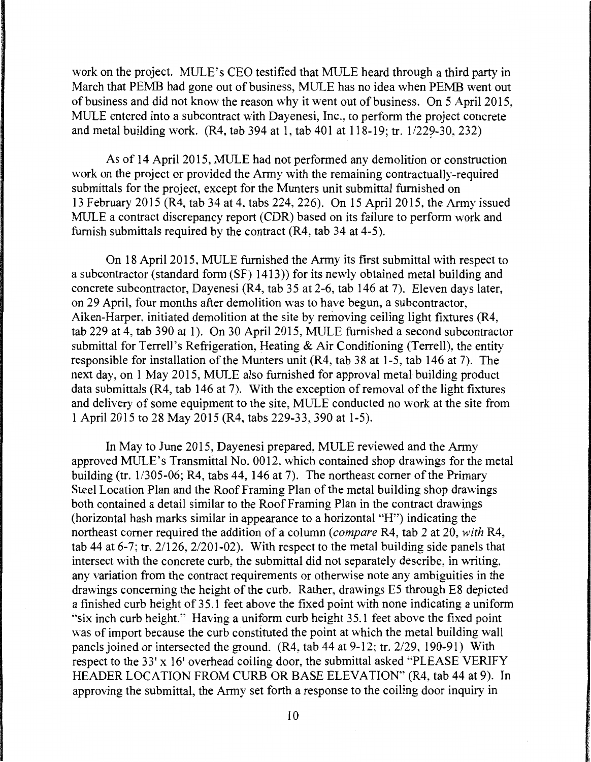work on the project. MULE's CEO testified that MULE heard through a third party in March that PEMB had gone out of business, MULE has no idea when PEMB went out of business and did not know the reason why it went out of business. On 5 April 2015, MULE entered into a subcontract with Dayenesi, Inc., to perform the project concrete and metal building work. (R4, tab 394 at 1, tab 401 at 118-19; tr. 1/229-30, 232)

As of 14 April 2015, MULE had not performed any demolition or construction work on the project or provided the Army with the remaining contractually-required submittals for the project, except for the Munters unit submittal furnished on 13 February 2015 (R4, tab 34 at 4, tabs 224, 226). On 15 April 2015, the Army issued MULE a contract discrepancy report (CDR) based on its failure to perform work and furnish submittals required by the contract (R4, tab 34 at 4-5).

On 18 April 2015, MULE furnished the Army its first submittal with respect to a subcontractor (standard form (SF) 1413)) for its newly obtained metal building and concrete subcontractor, Dayenesi (R4, tab 35 at 2-6, tab 146 at 7). Eleven days later, on 29 April, four months after demolition was to have begun, a subcontractor, Aiken-Harper, initiated demolition at the site by removing ceiling light fixtures (R4, tab 229 at 4, tab 390 at 1). On 30 April 2015, MULE furnished a second subcontractor submittal for Terrell's Refrigeration, Heating & Air Conditioning (Terrell), the entity responsible for installation of the Munters unit (R4, tab 38 at 1-5, tab 146 at 7). The next day, on 1 May 2015, MULE also furnished for approval metal building product data submittals (R4, tab 146 at 7). With the exception of removal of the light fixtures and delivery of some equipment to the site, MULE conducted no work at the site from 1 April 2015 to 28 May 2015 (R4, tabs 229-33, 390 at 1-5).

In May to June 2015, Dayenesi prepared, MULE reviewed and the Army approved MULE's Transmittal No. 0012, which contained shop drawings for the metal building (tr. 1/305-06; R4, tabs 44, 146 at 7). The northeast corner of the Primary Steel Location Plan and the Roof Framing Plan of the metal building shop drawings both contained a detail similar to the Roof Framing Plan in the contract drawings (horizontal hash marks similar in appearance to a horizontal "H") indicating the northeast corner required the addition of a column (*compare* R4, tab 2 at 20, *with* R4, tab 44 at 6-7; tr. 2/126, 2/201-02). With respect to the metal building side panels that intersect with the concrete curb, the submittal did not separately describe, in writing, any variation from the contract requirements or otherwise note any ambiguities in the drawings concerning the height of the curb. Rather, drawings E5 through E8 depicted a finished curb height of 35.1 feet above the fixed point with none indicating a uniform "six inch curb height." Having a uniform curb height 35.1 feet above the fixed point was of import because the curb constituted the point at which the metal building wall panels joined or intersected the ground. (R4, tab 44 at 9-12; tr. 2/29, 190-91) With respect to the 33' x 16' overhead coiling door, the submittal asked "PLEASE VERIFY HEADER LOCATION FROM CURB OR BASE ELEVATION" (R4, tab 44 at 9). In approving the submittal, the Army set forth a response to the coiling door inquiry in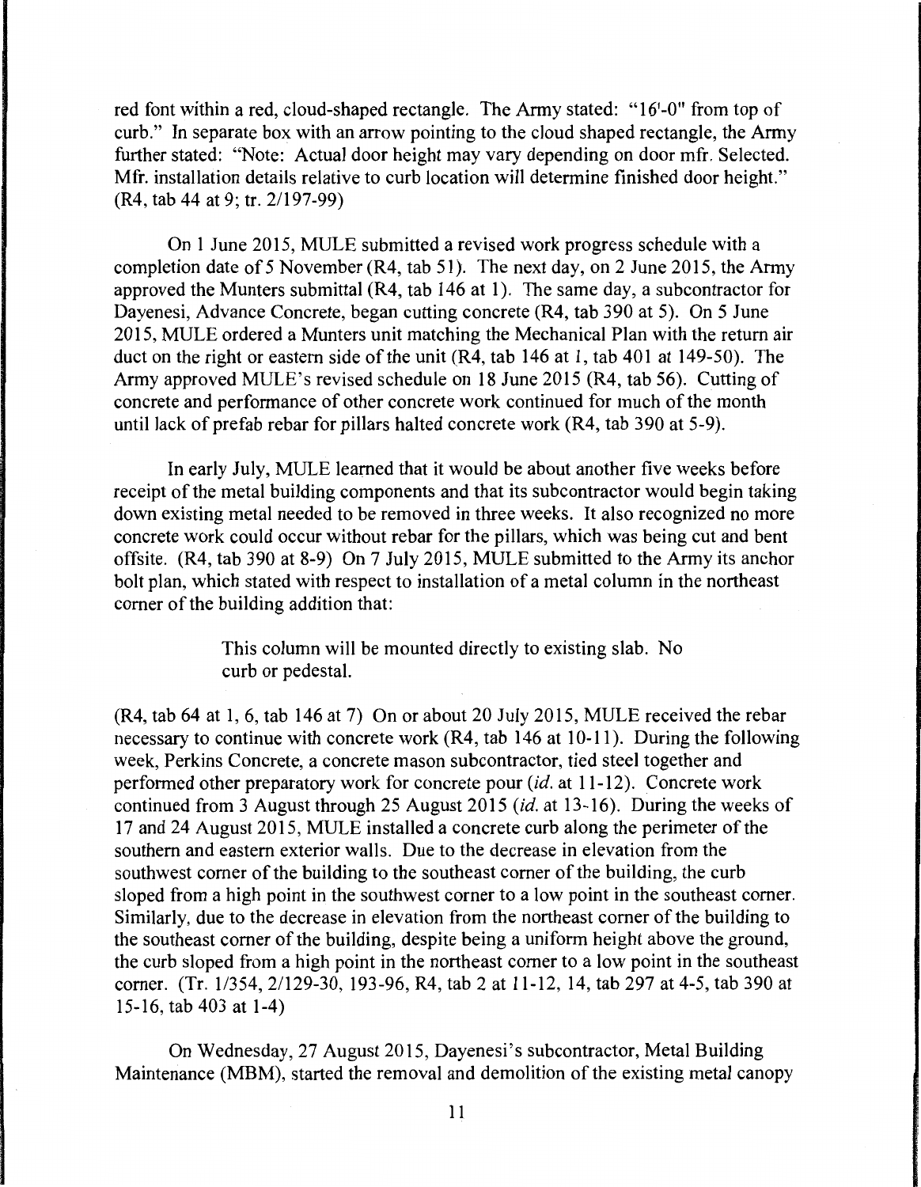red font within a red, cloud-shaped rectangle. The Army stated: "16'-0" from top of curb." In separate box with an arrow pointing to the cloud shaped rectangle, the Army further stated: "Note: Actual door height may vary depending on door mfr. Selected. Mfr. installation details relative to curb location will determine finished door height." (R4, tab 44 at 9; tr. 2/197-99)

On 1 June 2015, MULE submitted a revised work progress schedule with a completion date of 5 November (R4, tab 51). The next day, on 2 June 2015, the Army approved the Munters submittal (R4, tab 146 at 1). The same day, a subcontractor for Dayenesi, Advance Concrete, began cutting concrete (R4, tab 390 at 5). On 5 June 2015, MULE ordered a Munters unit matching the Mechanical Plan with the return air duct on the right or eastern side of the unit (R4, tab 146 at 1, tab 401 at 149-50). The Army approved MULE's revised schedule on 18 June 2015 (R4, tab 56). Cutting of concrete and performance of other concrete work continued for much of the month until lack of prefab rebar for pillars halted concrete work (R4, tab 390 at 5-9).

In early July, MULE learned that it would be about another five weeks before receipt of the metal building components and that its subcontractor would begin taking down existing metal needed to be removed in three weeks. It also recognized no more concrete work could occur without rebar for the pillars, which was being cut and bent offsite. (R4, tab 390 at 8-9) On 7 July 2015, MULE submitted to the Army its anchor bolt plan, which stated with respect to installation of a metal column in the northeast corner of the building addition that:

> This column will be mounted directly to existing slab. No curb or pedestal.

(R4, tab 64 at 1, 6, tab 146 at 7) On or about 20 July 2015, MULE received the rebar necessary to continue with concrete work (R4, tab 146 at 10-11). During the following week, Perkins Concrete, a concrete mason subcontractor, tied steel together and performed other preparatory work for concrete pour (*id.* at 11-12). Concrete work continued from 3 August through 25 August 2015 (*id.* at 13-16). During the weeks of 17 and 24 August 2015, MULE installed a concrete curb along the perimeter of the southern and eastern exterior walls. Due to the decrease in elevation from the southwest corner of the building to the southeast corner of the building, the curb sloped from a high point in the southwest corner to a low point in the southeast corner. Similarly, due to the decrease in elevation from the northeast corner of the building to the southeast corner of the building, despite being a uniform height above the ground, the curb sloped from a high point in the northeast corner to a low point in the southeast corner. (Tr. 1/354, 2/129-30, 193-96, R4, tab 2 at 11-12, 14, tab 297 at 4-5, tab 390 at 15-16, tab 403 at 1-4)

On Wednesday, 27 August 2015, Dayenesi's subcontractor, Metal Building Maintenance (MBM), started the removal and demolition of the existing metal canopy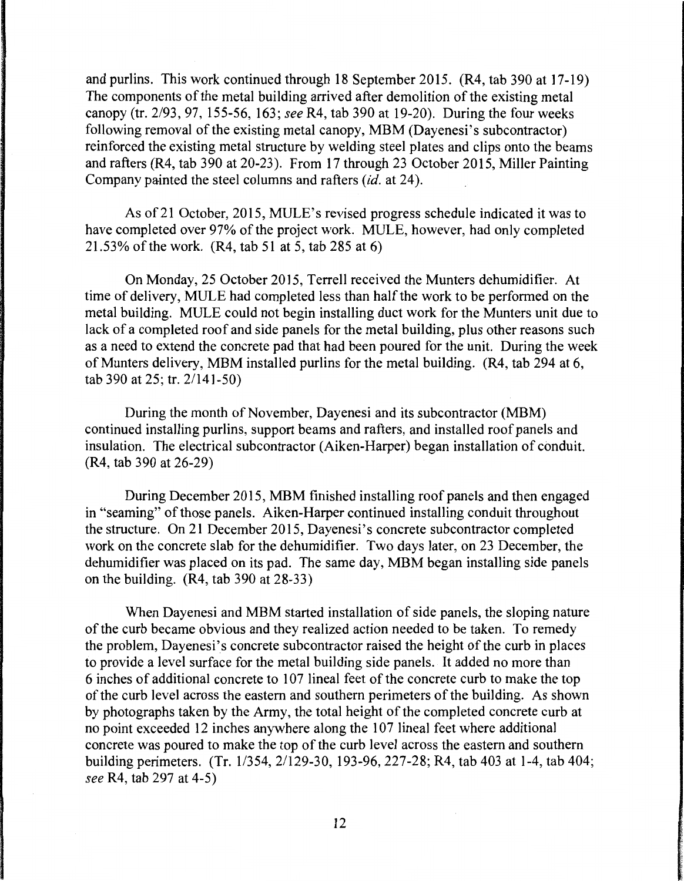and purlins. This work continued through 18 September 2015. (R4, tab 390 at 17-19) The components of the metal building arrived after demolition of the existing metal canopy (tr. 2/93, 97, 155-56, 163; *see* R4, tab 390 at 19-20). During the four weeks following removal of the existing metal canopy, MBM (Dayenesi's subcontractor) reinforced the existing metal structure by welding steel plates and clips onto the beams and rafters (R4, tab 390 at 20-23). From 17 through 23 October 2015, Miller Painting Company painted the steel columns and rafters (*id.* at 24).

As of 21 October, 2015, MULE's revised progress schedule indicated it was to have completed over 97% of the project work. MULE, however, had only completed 21.53% of the work. (R4, tab 51 at 5, tab 285 at 6)

On Monday, 25 October 2015, Terrell received the Munters dehumidifier. At time of delivery, MULE had completed less than half the work to be performed on the metal building. MULE could not begin installing duct work for the Munters unit due to lack of a completed roof and side panels for the metal building, plus other reasons such as a need to extend the concrete pad that had been poured for the unit. During the week of Munters delivery, MBM installed purlins for the metal building. (R4, tab 294 at 6, tab 390 at 25; tr. 2/141-50)

During the month of November, Dayenesi and its subcontractor (MBM) continued installing purlins, support beams and rafters, and installed roof panels and insulation. The electrical subcontractor (Aiken-Harper) began installation of conduit. (R4, tab 390 at 26-29)

During December 2015, MBM finished installing roof panels and then engaged in "seaming" of those panels. Aiken-Harper continued installing conduit throughout the structure. On 21 December 2015, Dayenesi's concrete subcontractor completed work on the concrete slab for the dehumidifier. Two days later, on 23 December, the dehumidifier was placed on its pad. The same day, MBM began installing side panels on the building. (R4, tab 390 at 28-33)

When Dayenesi and MBM started installation of side panels, the sloping nature of the curb became obvious and they realized action needed to be taken. To remedy the problem, Dayenesi's concrete subcontractor raised the height of the curb in places to provide a level surface for the metal building side panels. It added no more than 6 inches of additional concrete to 107 lineal feet of the concrete curb to make the top of the curb level across the eastern and southern perimeters of the building. As shown by photographs taken by the Army, the total height of the completed concrete curb at no point exceeded 12 inches anywhere along the 107 lineal feet where additional concrete was poured to make the top of the curb level across the eastern and southern building perimeters. (Tr. 1/354, 2/129-30, 193-96, 227-28; R4, tab 403 at 1-4, tab 404; *see* R4, tab 297 at 4-5)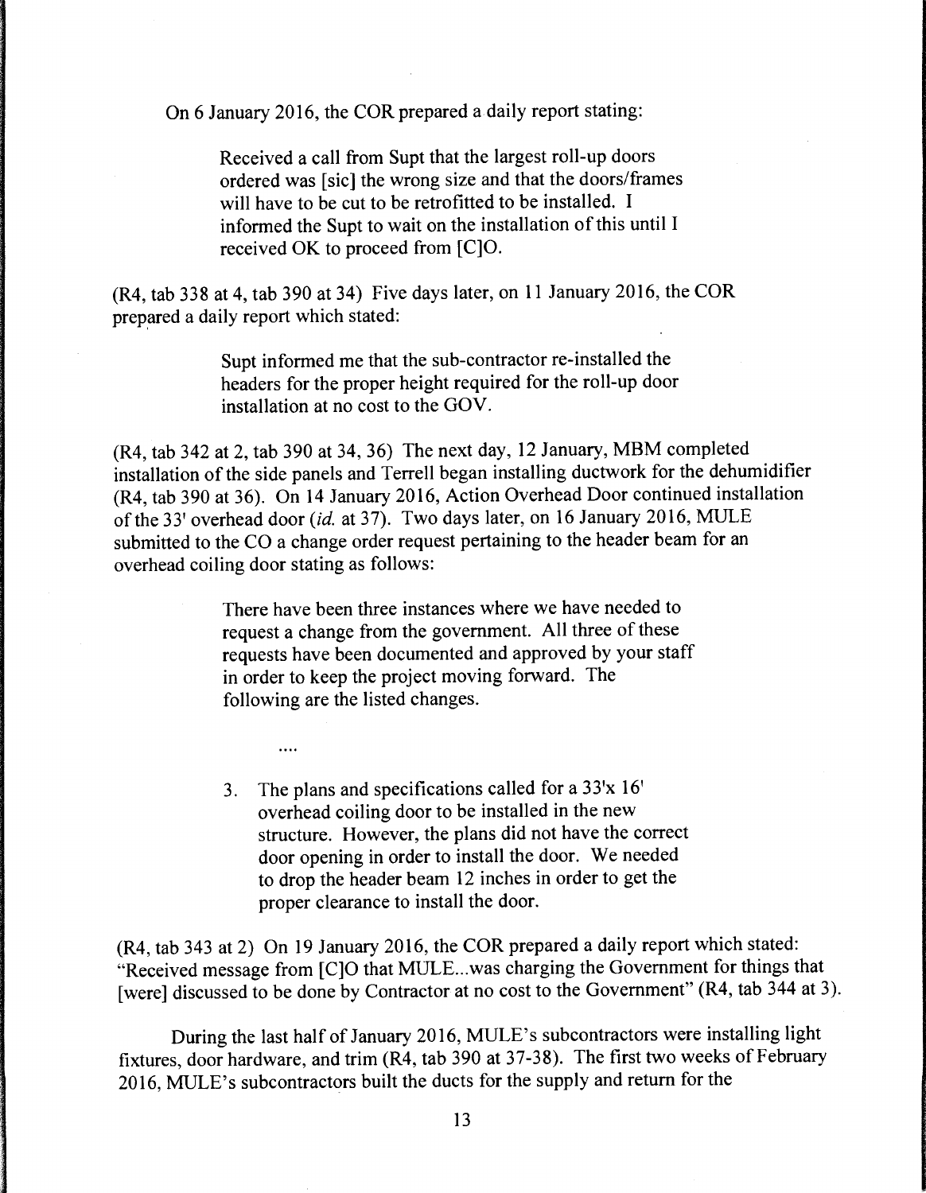On 6 January 2016, the COR prepared a daily report stating:

> Received a call from Supt that the largest roll-up doors ordered was [sic] the wrong size and that the doors/frames will have to be cut to be retrofitted to be installed. I informed the Supt to wait on the installation of this until I received OK to proceed from [C]O.

(R4, tab 338 at 4, tab 390 at 34) Five days later, on 11 January 2016, the COR prepared a daily report which stated:

> Supt informed me that the sub-contractor re-installed the headers for the proper height required for the roll-up door installation at no cost to the GOV.

(R4, tab 342 at 2, tab 390 at 34, 36) The next day, 12 January, MBM completed installation of the side panels and Terrell began installing ductwork for the dehumidifier (R4, tab 390 at 36). On 14 January 2016, Action Overhead Door continued installation of the 33' overhead door (*id.* at 37). Two days later, on 16 January 2016, MULE submitted to the CO a change order request pertaining to the header beam for an overhead coiling door stating as follows:

> There have been three instances where we have needed to request a change from the government. All three of these requests have been documented and approved by your staff in order to keep the project moving forward. The following are the listed changes.
>
> ....
>
> 3. The plans and specifications called for a 33'x 16' overhead coiling door to be installed in the new structure. However, the plans did not have the correct door opening in order to install the door. We needed to drop the header beam 12 inches in order to get the proper clearance to install the door.

(R4, tab 343 at 2) On 19 January 2016, the COR prepared a daily report which stated: "Received message from [C]O that MULE...was charging the Government for things that [were] discussed to be done by Contractor at no cost to the Government" (R4, tab 344 at 3).

During the last half of January 2016, MULE's subcontractors were installing light fixtures, door hardware, and trim (R4, tab 390 at 37-38). The first two weeks of February 2016, MULE's subcontractors built the ducts for the supply and return for the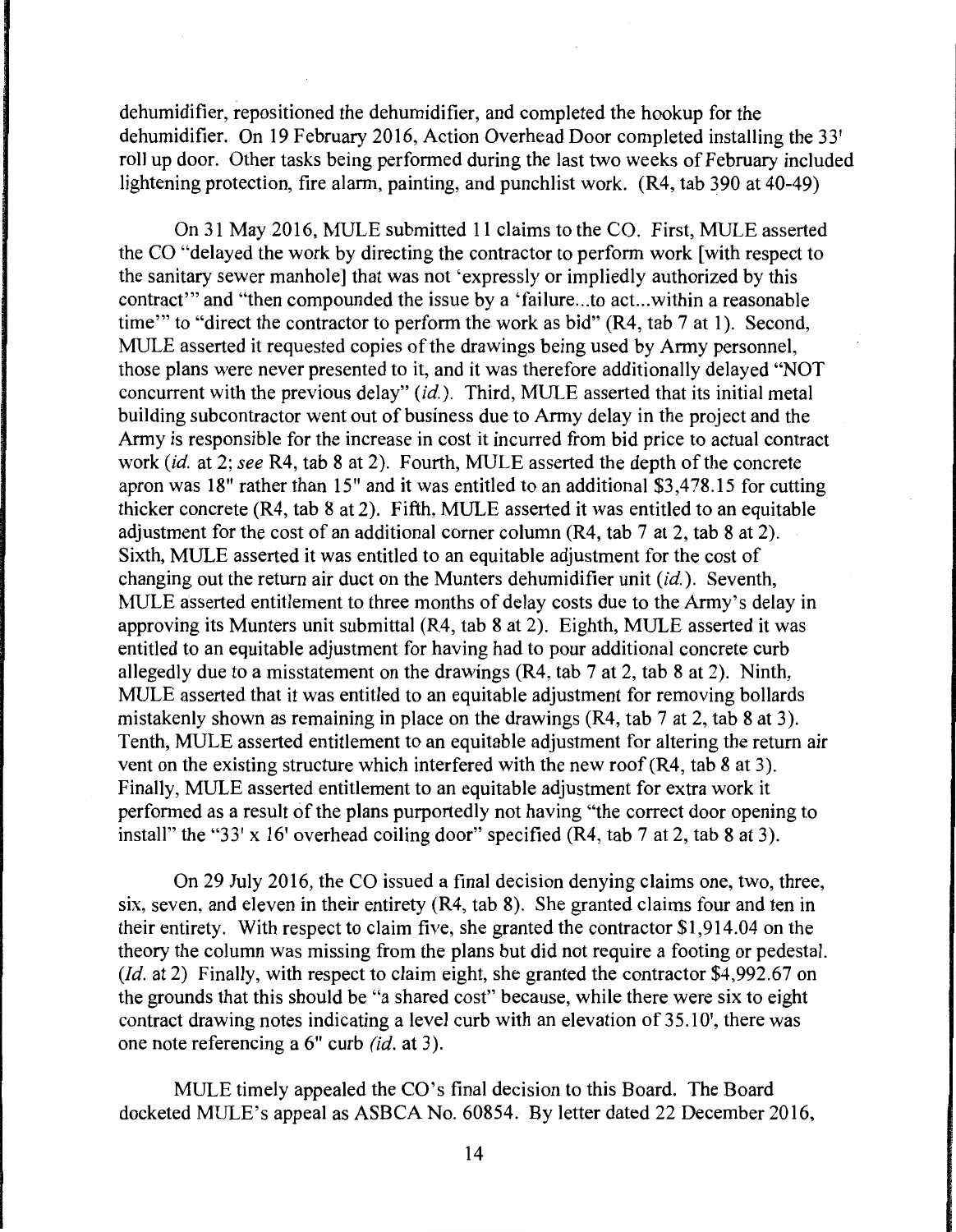dehumidifier, repositioned the dehumidifier, and completed the hookup for the dehumidifier. On 19 February 2016, Action Overhead Door completed installing the 33' roll up door. Other tasks being performed during the last two weeks of February included lightening protection, fire alarm, painting, and punchlist work. (R4, tab 390 at 40-49)

On 31 May 2016, MULE submitted 11 claims to the CO. First, MULE asserted the CO "delayed the work by directing the contractor to perform work [with respect to the sanitary sewer manhole] that was not 'expressly or impliedly authorized by this contract'" and "then compounded the issue by a 'failure...to act...within a reasonable time'" to "direct the contractor to perform the work as bid" (R4, tab 7 at 1). Second, MULE asserted it requested copies of the drawings being used by Army personnel, those plans were never presented to it, and it was therefore additionally delayed "NOT concurrent with the previous delay" (*id.*). Third, MULE asserted that its initial metal building subcontractor went out of business due to Army delay in the project and the Army is responsible for the increase in cost it incurred from bid price to actual contract work (*id.* at 2; *see* R4, tab 8 at 2). Fourth, MULE asserted the depth of the concrete apron was 18" rather than 15" and it was entitled to an additional $3,478.15 for cutting thicker concrete (R4, tab 8 at 2). Fifth, MULE asserted it was entitled to an equitable adjustment for the cost of an additional corner column (R4, tab 7 at 2, tab 8 at 2). Sixth, MULE asserted it was entitled to an equitable adjustment for the cost of changing out the return air duct on the Munters dehumidifier unit (*id.*). Seventh, MULE asserted entitlement to three months of delay costs due to the Army's delay in approving its Munters unit submittal (R4, tab 8 at 2). Eighth, MULE asserted it was entitled to an equitable adjustment for having had to pour additional concrete curb allegedly due to a misstatement on the drawings (R4, tab 7 at 2, tab 8 at 2). Ninth, MULE asserted that it was entitled to an equitable adjustment for removing bollards mistakenly shown as remaining in place on the drawings (R4, tab 7 at 2, tab 8 at 3). Tenth, MULE asserted entitlement to an equitable adjustment for altering the return air vent on the existing structure which interfered with the new roof (R4, tab 8 at 3). Finally, MULE asserted entitlement to an equitable adjustment for extra work it performed as a result of the plans purportedly not having "the correct door opening to install" the "33' x 16' overhead coiling door" specified (R4, tab 7 at 2, tab 8 at 3).

On 29 July 2016, the CO issued a final decision denying claims one, two, three, six, seven, and eleven in their entirety (R4, tab 8). She granted claims four and ten in their entirety. With respect to claim five, she granted the contractor $1,914.04 on the theory the column was missing from the plans but did not require a footing or pedestal. (*Id.* at 2) Finally, with respect to claim eight, she granted the contractor $4,992.67 on the grounds that this should be "a shared cost" because, while there were six to eight contract drawing notes indicating a level curb with an elevation of 35.10', there was one note referencing a 6" curb (*id.* at 3).

MULE timely appealed the CO's final decision to this Board. The Board docketed MULE's appeal as ASBCA No. 60854. By letter dated 22 December 2016,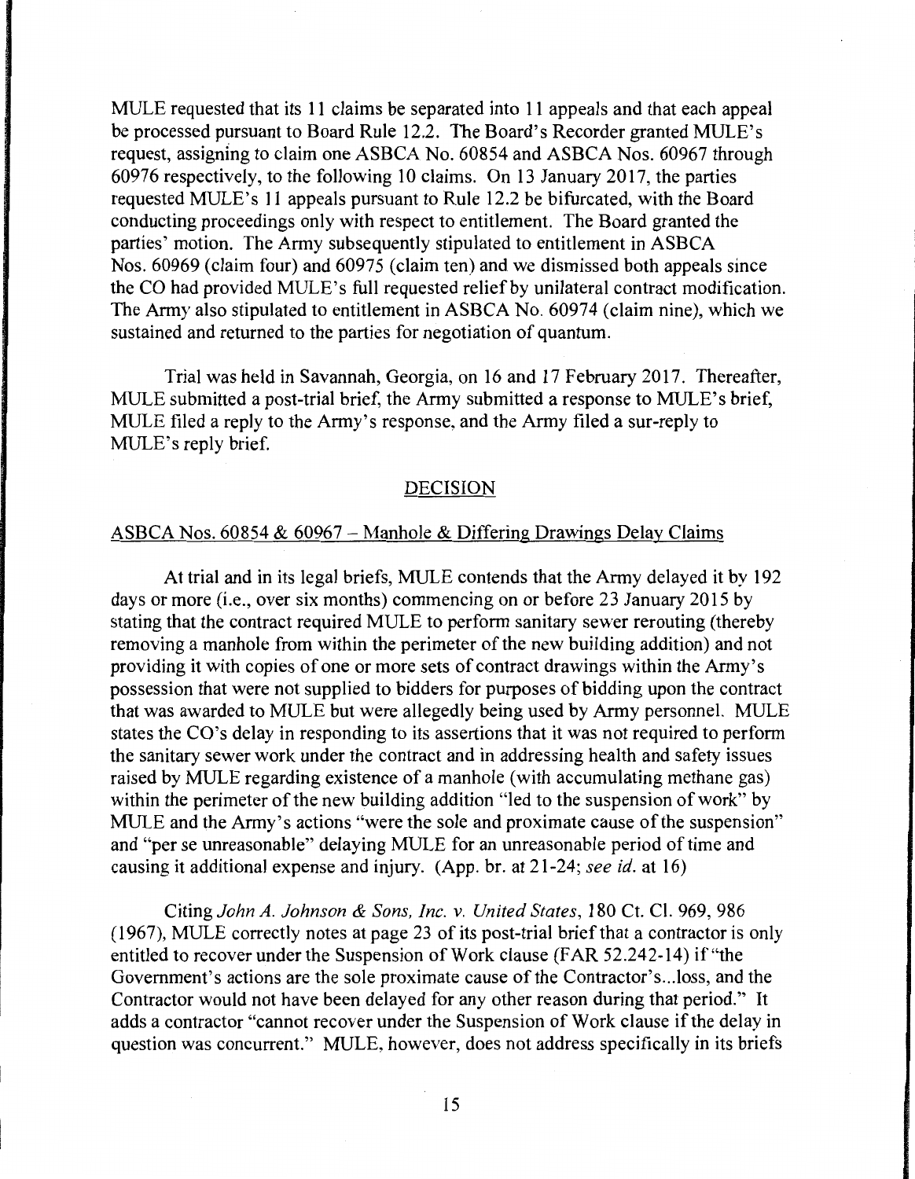MULE requested that its 11 claims be separated into 11 appeals and that each appeal be processed pursuant to Board Rule 12.2. The Board's Recorder granted MULE's request, assigning to claim one ASBCA No. 60854 and ASBCA Nos. 60967 through 60976 respectively, to the following 10 claims. On 13 January 2017, the parties requested MULE's 11 appeals pursuant to Rule 12.2 be bifurcated, with the Board conducting proceedings only with respect to entitlement. The Board granted the parties' motion. The Army subsequently stipulated to entitlement in ASBCA Nos. 60969 (claim four) and 60975 (claim ten) and we dismissed both appeals since the CO had provided MULE's full requested relief by unilateral contract modification. The Army also stipulated to entitlement in ASBCA No. 60974 (claim nine), which we sustained and returned to the parties for negotiation of quantum.

Trial was held in Savannah, Georgia, on 16 and 17 February 2017. Thereafter, MULE submitted a post-trial brief, the Army submitted a response to MULE's brief, MULE filed a reply to the Army's response, and the Army filed a sur-reply to MULE's reply brief.

## DECISION

### ASBCA Nos. 60854 & 60967 – Manhole & Differing Drawings Delay Claims

At trial and in its legal briefs, MULE contends that the Army delayed it by 192 days or more (i.e., over six months) commencing on or before 23 January 2015 by stating that the contract required MULE to perform sanitary sewer rerouting (thereby removing a manhole from within the perimeter of the new building addition) and not providing it with copies of one or more sets of contract drawings within the Army's possession that were not supplied to bidders for purposes of bidding upon the contract that was awarded to MULE but were allegedly being used by Army personnel. MULE states the CO's delay in responding to its assertions that it was not required to perform the sanitary sewer work under the contract and in addressing health and safety issues raised by MULE regarding existence of a manhole (with accumulating methane gas) within the perimeter of the new building addition "led to the suspension of work" by MULE and the Army's actions "were the sole and proximate cause of the suspension" and "per se unreasonable" delaying MULE for an unreasonable period of time and causing it additional expense and injury. (App. br. at 21-24; *see id.* at 16)

Citing *John A. Johnson & Sons, Inc. v. United States*, 180 Ct. Cl. 969, 986 (1967), MULE correctly notes at page 23 of its post-trial brief that a contractor is only entitled to recover under the Suspension of Work clause (FAR 52.242-14) if "the Government's actions are the sole proximate cause of the Contractor's...loss, and the Contractor would not have been delayed for any other reason during that period." It adds a contractor "cannot recover under the Suspension of Work clause if the delay in question was concurrent." MULE, however, does not address specifically in its briefs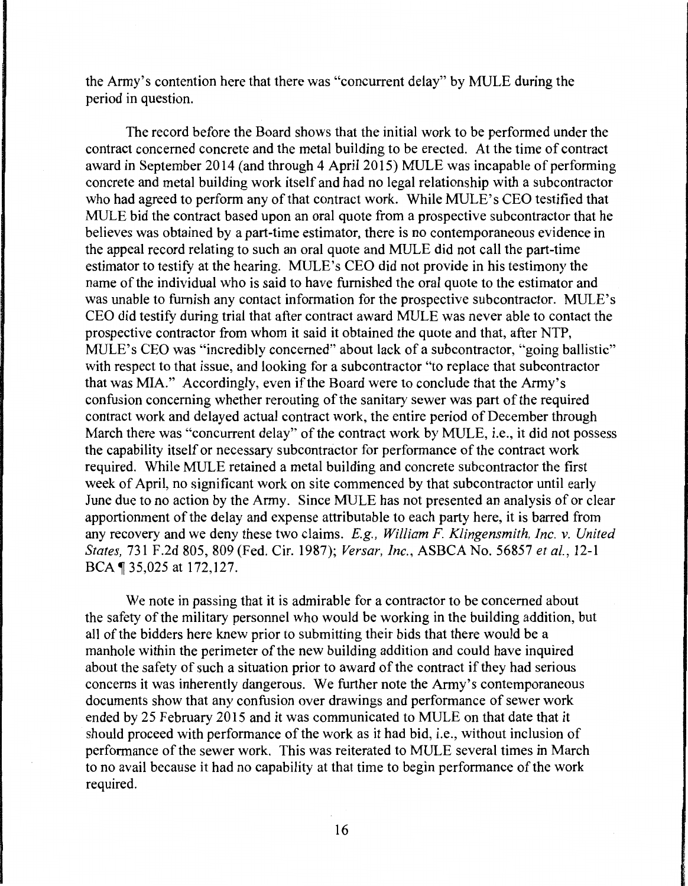the Army's contention here that there was "concurrent delay" by MULE during the period in question.

The record before the Board shows that the initial work to be performed under the contract concerned concrete and the metal building to be erected. At the time of contract award in September 2014 (and through 4 April 2015) MULE was incapable of performing concrete and metal building work itself and had no legal relationship with a subcontractor who had agreed to perform any of that contract work. While MULE's CEO testified that MULE bid the contract based upon an oral quote from a prospective subcontractor that he believes was obtained by a part-time estimator, there is no contemporaneous evidence in the appeal record relating to such an oral quote and MULE did not call the part-time estimator to testify at the hearing. MULE's CEO did not provide in his testimony the name of the individual who is said to have furnished the oral quote to the estimator and was unable to furnish any contact information for the prospective subcontractor. MULE's CEO did testify during trial that after contract award MULE was never able to contact the prospective contractor from whom it said it obtained the quote and that, after NTP, MULE's CEO was "incredibly concerned" about lack of a subcontractor, "going ballistic" with respect to that issue, and looking for a subcontractor "to replace that subcontractor that was MIA." Accordingly, even if the Board were to conclude that the Army's confusion concerning whether rerouting of the sanitary sewer was part of the required contract work and delayed actual contract work, the entire period of December through March there was "concurrent delay" of the contract work by MULE, i.e., it did not possess the capability itself or necessary subcontractor for performance of the contract work required. While MULE retained a metal building and concrete subcontractor the first week of April, no significant work on site commenced by that subcontractor until early June due to no action by the Army. Since MULE has not presented an analysis of or clear apportionment of the delay and expense attributable to each party here, it is barred from any recovery and we deny these two claims. *E.g., William F. Klingensmith, Inc. v. United States,* 731 F.2d 805, 809 (Fed. Cir. 1987); *Versar, Inc.*, ASBCA No. 56857 *et al.*, 12-1 BCA ¶ 35,025 at 172,127.

We note in passing that it is admirable for a contractor to be concerned about the safety of the military personnel who would be working in the building addition, but all of the bidders here knew prior to submitting their bids that there would be a manhole within the perimeter of the new building addition and could have inquired about the safety of such a situation prior to award of the contract if they had serious concerns it was inherently dangerous. We further note the Army's contemporaneous documents show that any confusion over drawings and performance of sewer work ended by 25 February 2015 and it was communicated to MULE on that date that it should proceed with performance of the work as it had bid, i.e., without inclusion of performance of the sewer work. This was reiterated to MULE several times in March to no avail because it had no capability at that time to begin performance of the work required.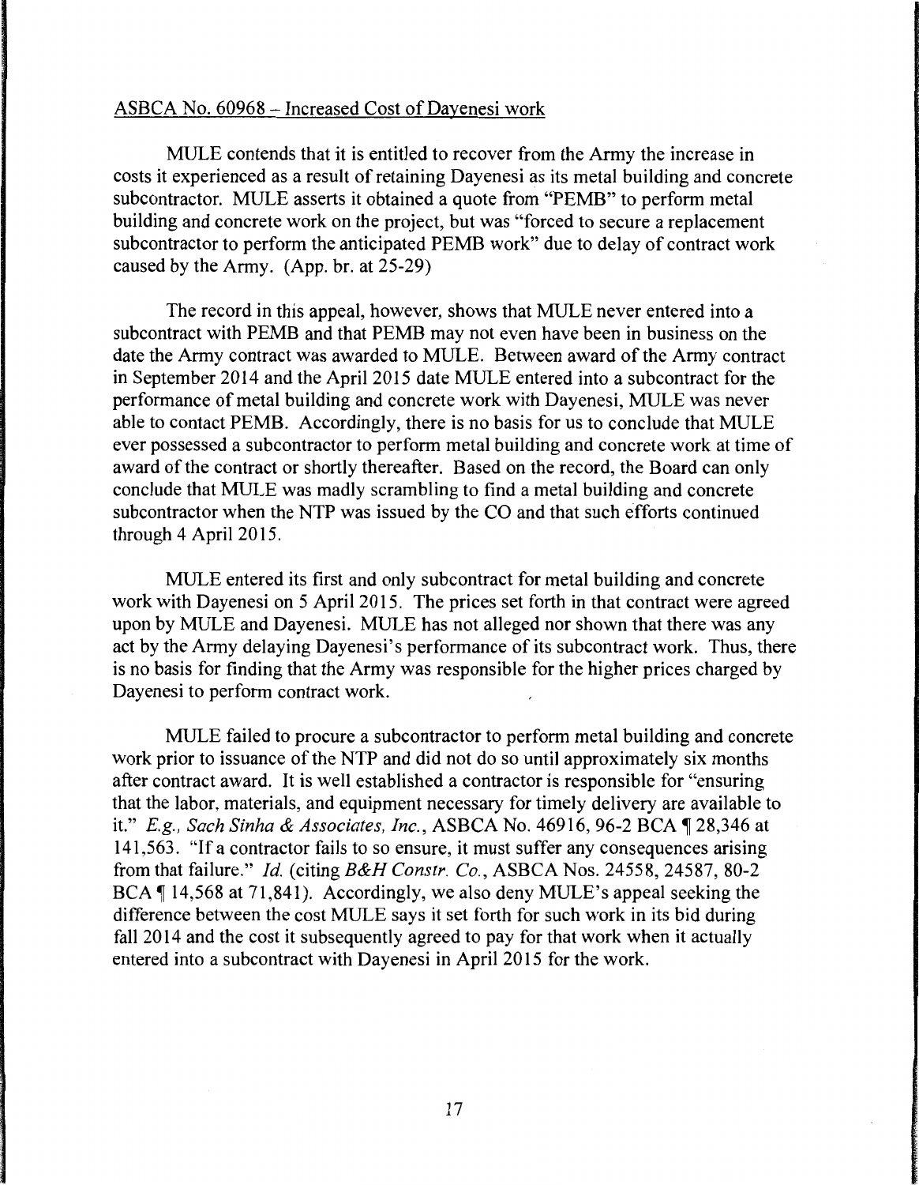ASBCA No. 60968 – Increased Cost of Dayenesi work

MULE contends that it is entitled to recover from the Army the increase in costs it experienced as a result of retaining Dayenesi as its metal building and concrete subcontractor. MULE asserts it obtained a quote from "PEMB" to perform metal building and concrete work on the project, but was "forced to secure a replacement subcontractor to perform the anticipated PEMB work" due to delay of contract work caused by the Army. (App. br. at 25-29)

The record in this appeal, however, shows that MULE never entered into a subcontract with PEMB and that PEMB may not even have been in business on the date the Army contract was awarded to MULE. Between award of the Army contract in September 2014 and the April 2015 date MULE entered into a subcontract for the performance of metal building and concrete work with Dayenesi, MULE was never able to contact PEMB. Accordingly, there is no basis for us to conclude that MULE ever possessed a subcontractor to perform metal building and concrete work at time of award of the contract or shortly thereafter. Based on the record, the Board can only conclude that MULE was madly scrambling to find a metal building and concrete subcontractor when the NTP was issued by the CO and that such efforts continued through 4 April 2015.

MULE entered its first and only subcontract for metal building and concrete work with Dayenesi on 5 April 2015. The prices set forth in that contract were agreed upon by MULE and Dayenesi. MULE has not alleged nor shown that there was any act by the Army delaying Dayenesi's performance of its subcontract work. Thus, there is no basis for finding that the Army was responsible for the higher prices charged by Dayenesi to perform contract work.

MULE failed to procure a subcontractor to perform metal building and concrete work prior to issuance of the NTP and did not do so until approximately six months after contract award. It is well established a contractor is responsible for "ensuring that the labor, materials, and equipment necessary for timely delivery are available to it." *E.g., Sach Sinha & Associates, Inc.*, ASBCA No. 46916, 96-2 BCA ¶ 28,346 at 141,563. "If a contractor fails to so ensure, it must suffer any consequences arising from that failure." *Id.* (citing *B&H Constr. Co.*, ASBCA Nos. 24558, 24587, 80-2 BCA ¶ 14,568 at 71,841). Accordingly, we also deny MULE's appeal seeking the difference between the cost MULE says it set forth for such work in its bid during fall 2014 and the cost it subsequently agreed to pay for that work when it actually entered into a subcontract with Dayenesi in April 2015 for the work.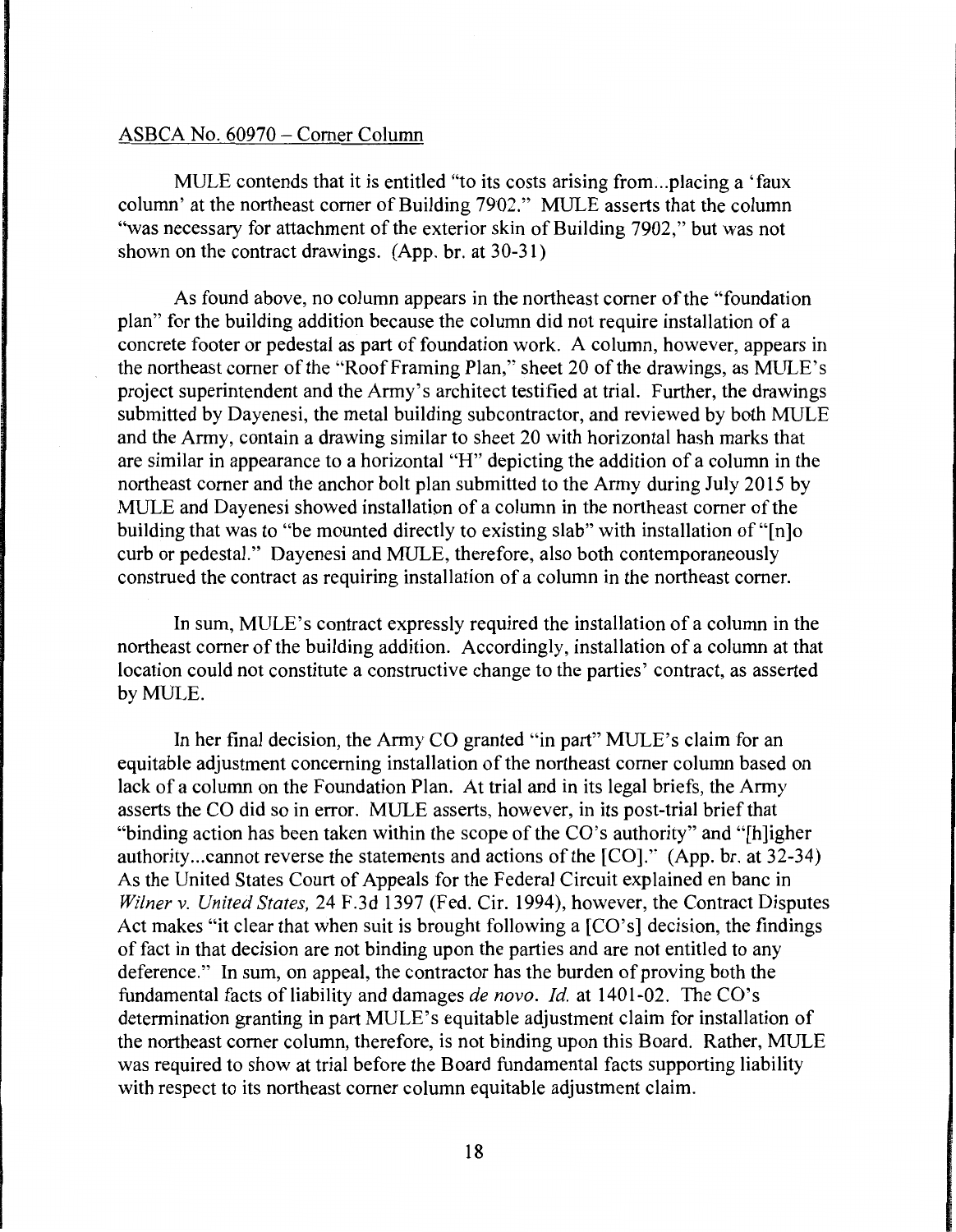## ASBCA No. 60970 – Corner Column

MULE contends that it is entitled "to its costs arising from...placing a 'faux column' at the northeast corner of Building 7902." MULE asserts that the column "was necessary for attachment of the exterior skin of Building 7902," but was not shown on the contract drawings. (App. br. at 30-31)

As found above, no column appears in the northeast corner of the "foundation plan" for the building addition because the column did not require installation of a concrete footer or pedestal as part of foundation work. A column, however, appears in the northeast corner of the "Roof Framing Plan," sheet 20 of the drawings, as MULE's project superintendent and the Army's architect testified at trial. Further, the drawings submitted by Dayenesi, the metal building subcontractor, and reviewed by both MULE and the Army, contain a drawing similar to sheet 20 with horizontal hash marks that are similar in appearance to a horizontal "H" depicting the addition of a column in the northeast corner and the anchor bolt plan submitted to the Army during July 2015 by MULE and Dayenesi showed installation of a column in the northeast corner of the building that was to "be mounted directly to existing slab" with installation of "[n]o curb or pedestal." Dayenesi and MULE, therefore, also both contemporaneously construed the contract as requiring installation of a column in the northeast corner.

In sum, MULE's contract expressly required the installation of a column in the northeast corner of the building addition. Accordingly, installation of a column at that location could not constitute a constructive change to the parties' contract, as asserted by MULE.

In her final decision, the Army CO granted "in part" MULE's claim for an equitable adjustment concerning installation of the northeast corner column based on lack of a column on the Foundation Plan. At trial and in its legal briefs, the Army asserts the CO did so in error. MULE asserts, however, in its post-trial brief that "binding action has been taken within the scope of the CO's authority" and "[h]igher authority...cannot reverse the statements and actions of the [CO]." (App. br. at 32-34) As the United States Court of Appeals for the Federal Circuit explained en banc in *Wilner v. United States*, 24 F.3d 1397 (Fed. Cir. 1994), however, the Contract Disputes Act makes "it clear that when suit is brought following a [CO's] decision, the findings of fact in that decision are not binding upon the parties and are not entitled to any deference." In sum, on appeal, the contractor has the burden of proving both the fundamental facts of liability and damages *de novo*. *Id.* at 1401-02. The CO's determination granting in part MULE's equitable adjustment claim for installation of the northeast corner column, therefore, is not binding upon this Board. Rather, MULE was required to show at trial before the Board fundamental facts supporting liability with respect to its northeast corner column equitable adjustment claim.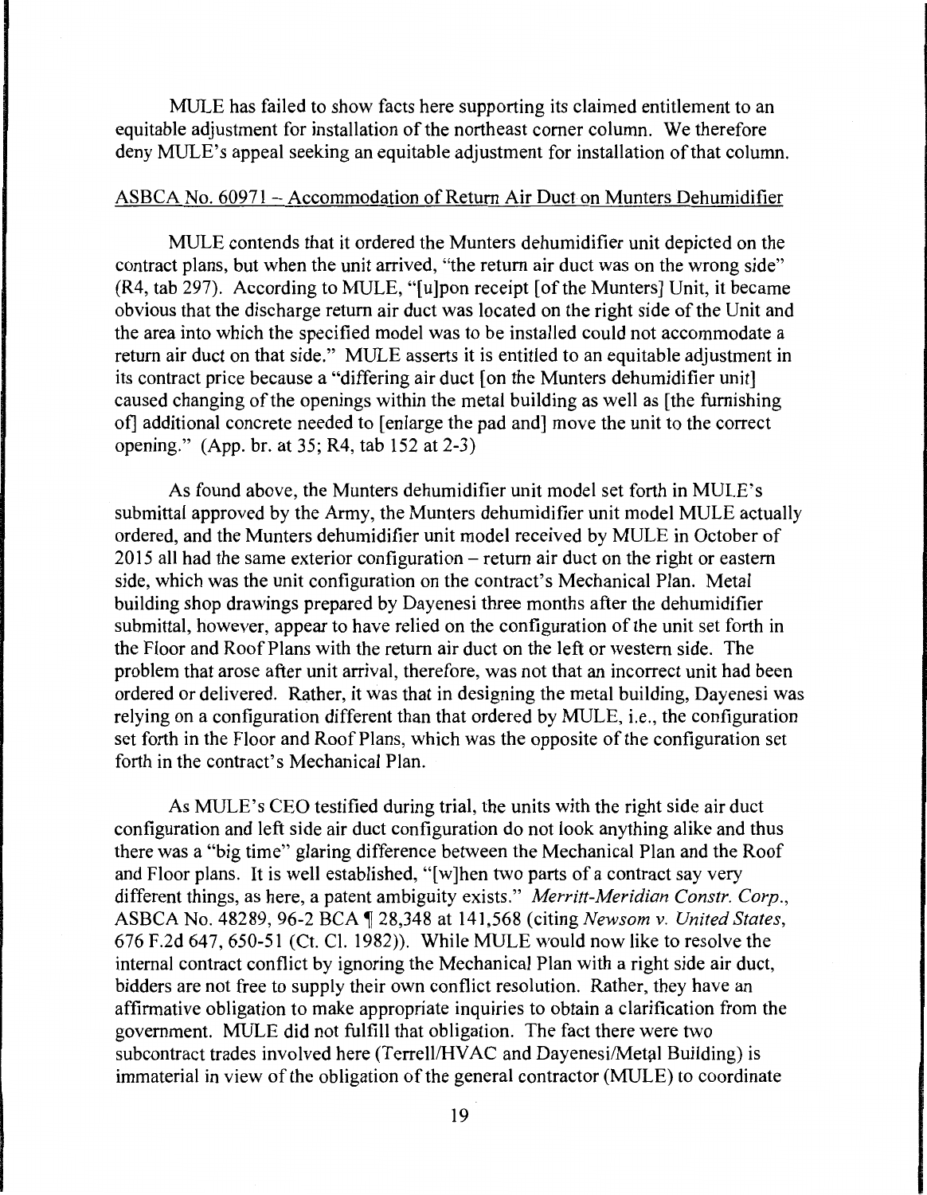MULE has failed to show facts here supporting its claimed entitlement to an equitable adjustment for installation of the northeast corner column. We therefore deny MULE's appeal seeking an equitable adjustment for installation of that column.

ASBCA No. 60971 – Accommodation of Return Air Duct on Munters Dehumidifier

MULE contends that it ordered the Munters dehumidifier unit depicted on the contract plans, but when the unit arrived, "the return air duct was on the wrong side" (R4, tab 297). According to MULE, "[u]pon receipt [of the Munters] Unit, it became obvious that the discharge return air duct was located on the right side of the Unit and the area into which the specified model was to be installed could not accommodate a return air duct on that side." MULE asserts it is entitled to an equitable adjustment in its contract price because a "differing air duct [on the Munters dehumidifier unit] caused changing of the openings within the metal building as well as [the furnishing of] additional concrete needed to [enlarge the pad and] move the unit to the correct opening." (App. br. at 35; R4, tab 152 at 2-3)

As found above, the Munters dehumidifier unit model set forth in MULE's submittal approved by the Army, the Munters dehumidifier unit model MULE actually ordered, and the Munters dehumidifier unit model received by MULE in October of 2015 all had the same exterior configuration – return air duct on the right or eastern side, which was the unit configuration on the contract's Mechanical Plan. Metal building shop drawings prepared by Dayenesi three months after the dehumidifier submittal, however, appear to have relied on the configuration of the unit set forth in the Floor and Roof Plans with the return air duct on the left or western side. The problem that arose after unit arrival, therefore, was not that an incorrect unit had been ordered or delivered. Rather, it was that in designing the metal building, Dayenesi was relying on a configuration different than that ordered by MULE, i.e., the configuration set forth in the Floor and Roof Plans, which was the opposite of the configuration set forth in the contract's Mechanical Plan.

As MULE's CEO testified during trial, the units with the right side air duct configuration and left side air duct configuration do not look anything alike and thus there was a "big time" glaring difference between the Mechanical Plan and the Roof and Floor plans. It is well established, "[w]hen two parts of a contract say very different things, as here, a patent ambiguity exists." *Merritt-Meridian Constr. Corp.*, ASBCA No. 48289, 96-2 BCA ¶ 28,348 at 141,568 (citing *Newsom v. United States*, 676 F.2d 647, 650-51 (Ct. Cl. 1982)). While MULE would now like to resolve the internal contract conflict by ignoring the Mechanical Plan with a right side air duct, bidders are not free to supply their own conflict resolution. Rather, they have an affirmative obligation to make appropriate inquiries to obtain a clarification from the government. MULE did not fulfill that obligation. The fact there were two subcontract trades involved here (Terrell/HVAC and Dayenesi/Metal Building) is immaterial in view of the obligation of the general contractor (MULE) to coordinate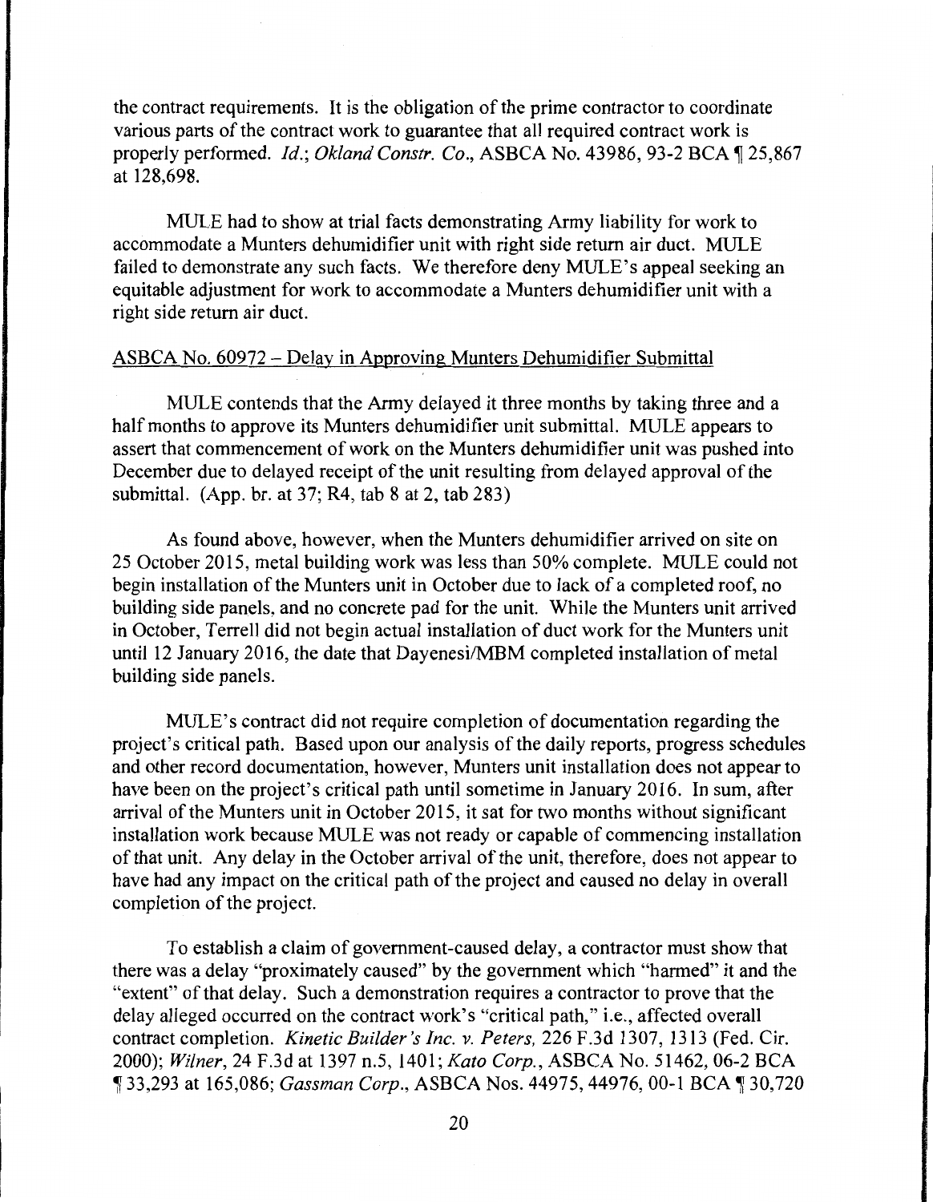the contract requirements. It is the obligation of the prime contractor to coordinate various parts of the contract work to guarantee that all required contract work is properly performed. *Id.*; *Okland Constr. Co.*, ASBCA No. 43986, 93-2 BCA ¶ 25,867 at 128,698.

MULE had to show at trial facts demonstrating Army liability for work to accommodate a Munters dehumidifier unit with right side return air duct. MULE failed to demonstrate any such facts. We therefore deny MULE's appeal seeking an equitable adjustment for work to accommodate a Munters dehumidifier unit with a right side return air duct.

<u>ASBCA No. 60972 – Delay in Approving Munters Dehumidifier Submittal</u>

MULE contends that the Army delayed it three months by taking three and a half months to approve its Munters dehumidifier unit submittal. MULE appears to assert that commencement of work on the Munters dehumidifier unit was pushed into December due to delayed receipt of the unit resulting from delayed approval of the submittal. (App. br. at 37; R4, tab 8 at 2, tab 283)

As found above, however, when the Munters dehumidifier arrived on site on 25 October 2015, metal building work was less than 50% complete. MULE could not begin installation of the Munters unit in October due to lack of a completed roof, no building side panels, and no concrete pad for the unit. While the Munters unit arrived in October, Terrell did not begin actual installation of duct work for the Munters unit until 12 January 2016, the date that Dayenesi/MBM completed installation of metal building side panels.

MULE's contract did not require completion of documentation regarding the project's critical path. Based upon our analysis of the daily reports, progress schedules and other record documentation, however, Munters unit installation does not appear to have been on the project's critical path until sometime in January 2016. In sum, after arrival of the Munters unit in October 2015, it sat for two months without significant installation work because MULE was not ready or capable of commencing installation of that unit. Any delay in the October arrival of the unit, therefore, does not appear to have had any impact on the critical path of the project and caused no delay in overall completion of the project.

To establish a claim of government-caused delay, a contractor must show that there was a delay "proximately caused" by the government which "harmed" it and the "extent" of that delay. Such a demonstration requires a contractor to prove that the delay alleged occurred on the contract work's "critical path," i.e., affected overall contract completion. *Kinetic Builder's Inc. v. Peters*, 226 F.3d 1307, 1313 (Fed. Cir. 2000); *Wilner*, 24 F.3d at 1397 n.5, 1401; *Kato Corp.*, ASBCA No. 51462, 06-2 BCA ¶ 33,293 at 165,086; *Gassman Corp.*, ASBCA Nos. 44975, 44976, 00-1 BCA ¶ 30,720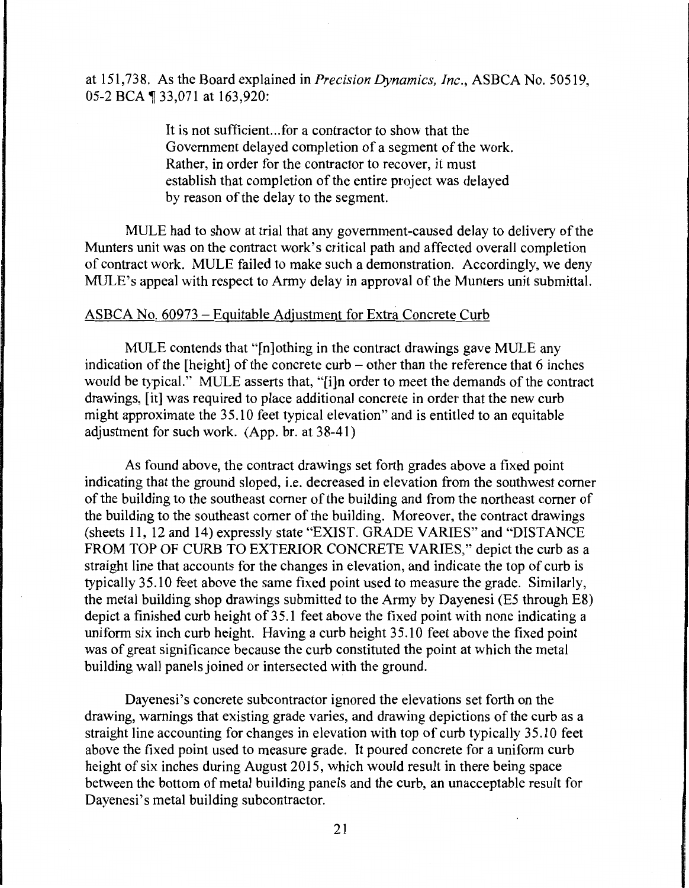at 151,738. As the Board explained in *Precision Dynamics, Inc.*, ASBCA No. 50519, 05-2 BCA ¶ 33,071 at 163,920:

> It is not sufficient...for a contractor to show that the Government delayed completion of a segment of the work. Rather, in order for the contractor to recover, it must establish that completion of the entire project was delayed by reason of the delay to the segment.

MULE had to show at trial that any government-caused delay to delivery of the Munters unit was on the contract work's critical path and affected overall completion of contract work. MULE failed to make such a demonstration. Accordingly, we deny MULE's appeal with respect to Army delay in approval of the Munters unit submittal.

ASBCA No. 60973 – Equitable Adjustment for Extra Concrete Curb

MULE contends that "[n]othing in the contract drawings gave MULE any indication of the [height] of the concrete curb – other than the reference that 6 inches would be typical." MULE asserts that, "[i]n order to meet the demands of the contract drawings, [it] was required to place additional concrete in order that the new curb might approximate the 35.10 feet typical elevation" and is entitled to an equitable adjustment for such work. (App. br. at 38-41)

As found above, the contract drawings set forth grades above a fixed point indicating that the ground sloped, i.e. decreased in elevation from the southwest corner of the building to the southeast corner of the building and from the northeast corner of the building to the southeast corner of the building. Moreover, the contract drawings (sheets 11, 12 and 14) expressly state "EXIST. GRADE VARIES" and "DISTANCE FROM TOP OF CURB TO EXTERIOR CONCRETE VARIES," depict the curb as a straight line that accounts for the changes in elevation, and indicate the top of curb is typically 35.10 feet above the same fixed point used to measure the grade. Similarly, the metal building shop drawings submitted to the Army by Dayenesi (E5 through E8) depict a finished curb height of 35.1 feet above the fixed point with none indicating a uniform six inch curb height. Having a curb height 35.10 feet above the fixed point was of great significance because the curb constituted the point at which the metal building wall panels joined or intersected with the ground.

Dayenesi's concrete subcontractor ignored the elevations set forth on the drawing, warnings that existing grade varies, and drawing depictions of the curb as a straight line accounting for changes in elevation with top of curb typically 35.10 feet above the fixed point used to measure grade. It poured concrete for a uniform curb height of six inches during August 2015, which would result in there being space between the bottom of metal building panels and the curb, an unacceptable result for Dayenesi's metal building subcontractor.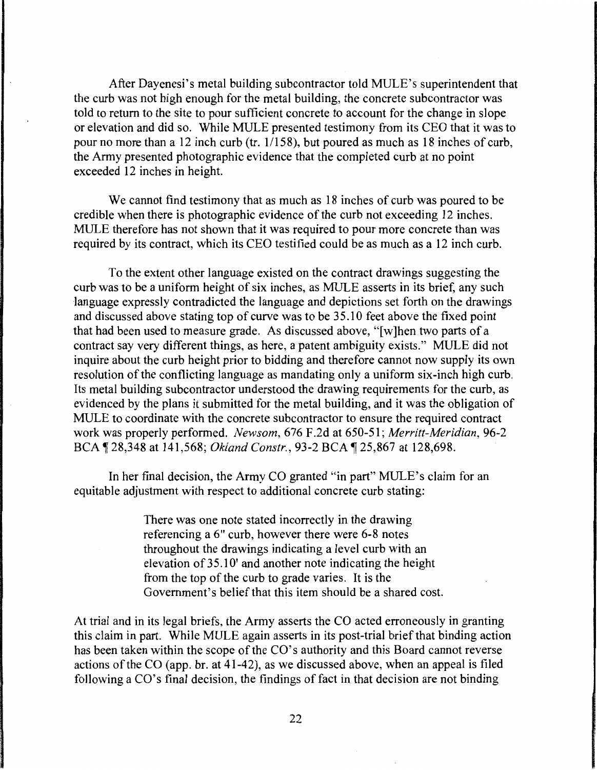After Dayenesi's metal building subcontractor told MULE's superintendent that the curb was not high enough for the metal building, the concrete subcontractor was told to return to the site to pour sufficient concrete to account for the change in slope or elevation and did so. While MULE presented testimony from its CEO that it was to pour no more than a 12 inch curb (tr. 1/158), but poured as much as 18 inches of curb, the Army presented photographic evidence that the completed curb at no point exceeded 12 inches in height.

We cannot find testimony that as much as 18 inches of curb was poured to be credible when there is photographic evidence of the curb not exceeding 12 inches. MULE therefore has not shown that it was required to pour more concrete than was required by its contract, which its CEO testified could be as much as a 12 inch curb.

To the extent other language existed on the contract drawings suggesting the curb was to be a uniform height of six inches, as MULE asserts in its brief, any such language expressly contradicted the language and depictions set forth on the drawings and discussed above stating top of curve was to be 35.10 feet above the fixed point that had been used to measure grade. As discussed above, "[w]hen two parts of a contract say very different things, as here, a patent ambiguity exists." MULE did not inquire about the curb height prior to bidding and therefore cannot now supply its own resolution of the conflicting language as mandating only a uniform six-inch high curb. Its metal building subcontractor understood the drawing requirements for the curb, as evidenced by the plans it submitted for the metal building, and it was the obligation of MULE to coordinate with the concrete subcontractor to ensure the required contract work was properly performed. *Newsom*, 676 F.2d at 650-51; *Merritt-Meridian*, 96-2 BCA ¶ 28,348 at 141,568; *Okland Constr.*, 93-2 BCA ¶ 25,867 at 128,698.

In her final decision, the Army CO granted "in part" MULE's claim for an equitable adjustment with respect to additional concrete curb stating:

> There was one note stated incorrectly in the drawing referencing a 6" curb, however there were 6-8 notes throughout the drawings indicating a level curb with an elevation of 35.10' and another note indicating the height from the top of the curb to grade varies. It is the Government's belief that this item should be a shared cost.

At trial and in its legal briefs, the Army asserts the CO acted erroneously in granting this claim in part. While MULE again asserts in its post-trial brief that binding action has been taken within the scope of the CO's authority and this Board cannot reverse actions of the CO (app. br. at 41-42), as we discussed above, when an appeal is filed following a CO's final decision, the findings of fact in that decision are not binding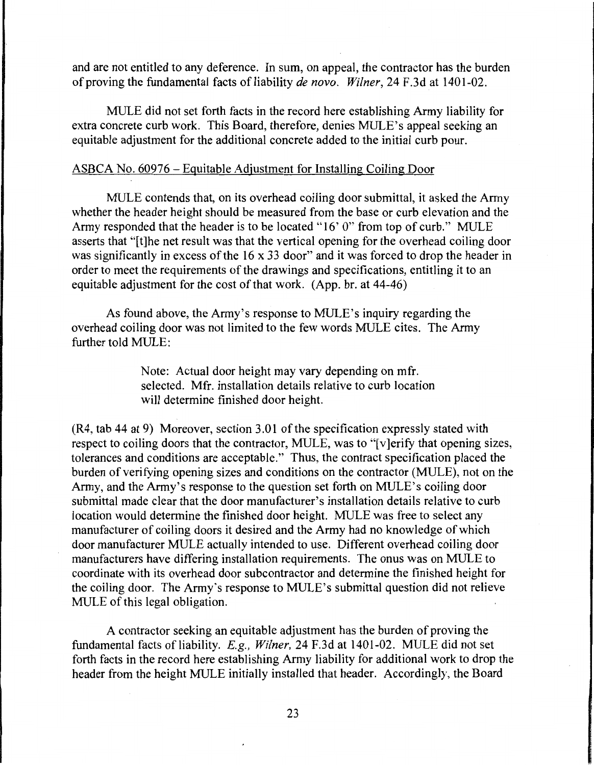and are not entitled to any deference. In sum, on appeal, the contractor has the burden of proving the fundamental facts of liability *de novo*. *Wilner*, 24 F.3d at 1401-02.

MULE did not set forth facts in the record here establishing Army liability for extra concrete curb work. This Board, therefore, denies MULE's appeal seeking an equitable adjustment for the additional concrete added to the initial curb pour.

ASBCA No. 60976 – Equitable Adjustment for Installing Coiling Door

MULE contends that, on its overhead coiling door submittal, it asked the Army whether the header height should be measured from the base or curb elevation and the Army responded that the header is to be located "16' 0" from top of curb." MULE asserts that "[t]he net result was that the vertical opening for the overhead coiling door was significantly in excess of the 16 x 33 door" and it was forced to drop the header in order to meet the requirements of the drawings and specifications, entitling it to an equitable adjustment for the cost of that work. (App. br. at 44-46)

As found above, the Army's response to MULE's inquiry regarding the overhead coiling door was not limited to the few words MULE cites. The Army further told MULE:

> Note: Actual door height may vary depending on mfr. selected. Mfr. installation details relative to curb location will determine finished door height.

(R4, tab 44 at 9) Moreover, section 3.01 of the specification expressly stated with respect to coiling doors that the contractor, MULE, was to "[v]erify that opening sizes, tolerances and conditions are acceptable." Thus, the contract specification placed the burden of verifying opening sizes and conditions on the contractor (MULE), not on the Army, and the Army's response to the question set forth on MULE's coiling door submittal made clear that the door manufacturer's installation details relative to curb location would determine the finished door height. MULE was free to select any manufacturer of coiling doors it desired and the Army had no knowledge of which door manufacturer MULE actually intended to use. Different overhead coiling door manufacturers have differing installation requirements. The onus was on MULE to coordinate with its overhead door subcontractor and determine the finished height for the coiling door. The Army's response to MULE's submittal question did not relieve MULE of this legal obligation.

A contractor seeking an equitable adjustment has the burden of proving the fundamental facts of liability. *E.g., Wilner*, 24 F.3d at 1401-02. MULE did not set forth facts in the record here establishing Army liability for additional work to drop the header from the height MULE initially installed that header. Accordingly, the Board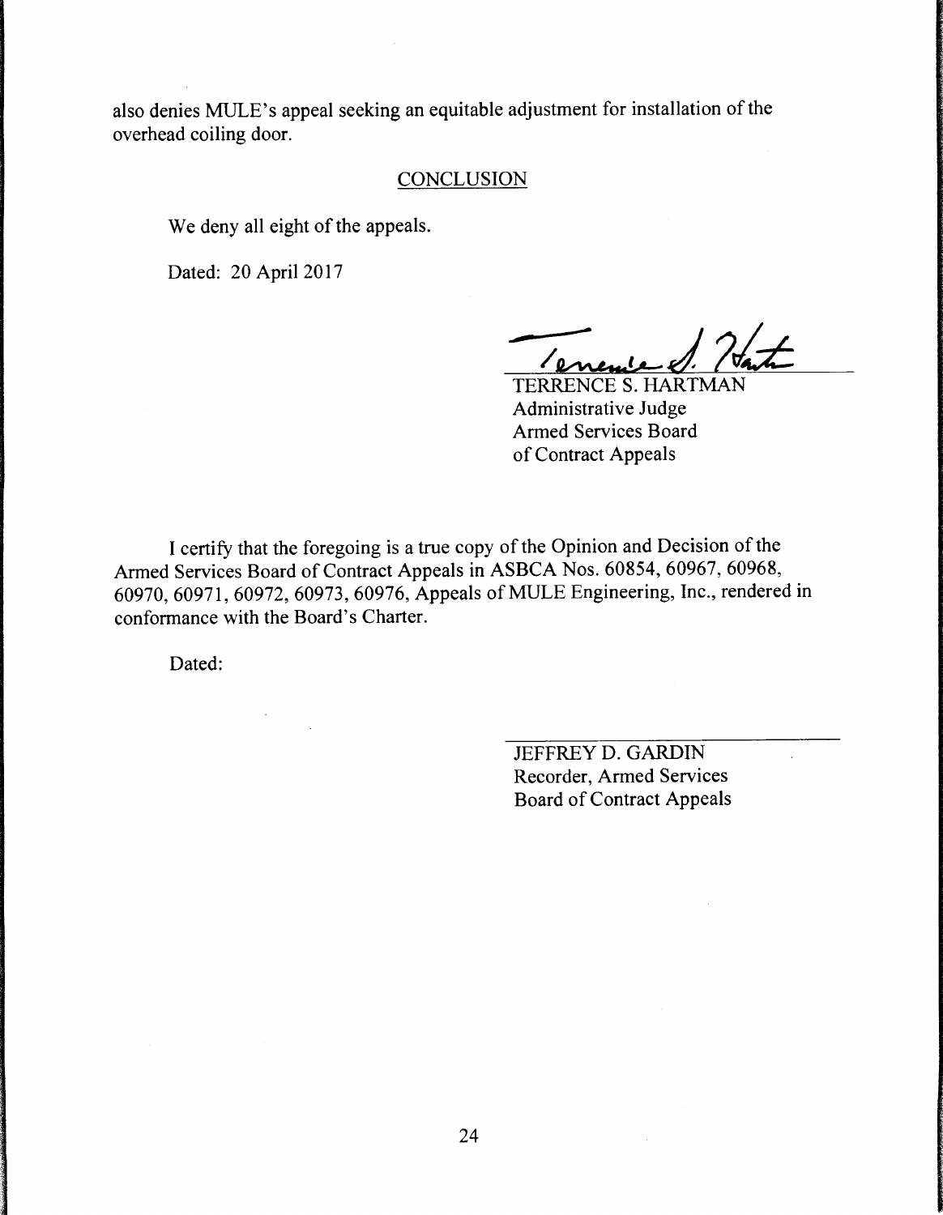also denies MULE's appeal seeking an equitable adjustment for installation of the overhead coiling door.

## CONCLUSION

We deny all eight of the appeals.

Dated: 20 April 2017

TERRENCE S. HARTMAN
Administrative Judge
Armed Services Board
of Contract Appeals

I certify that the foregoing is a true copy of the Opinion and Decision of the Armed Services Board of Contract Appeals in ASBCA Nos. 60854, 60967, 60968, 60970, 60971, 60972, 60973, 60976, Appeals of MULE Engineering, Inc., rendered in conformance with the Board's Charter.

Dated:

JEFFREY D. GARDIN
Recorder, Armed Services
Board of Contract Appeals